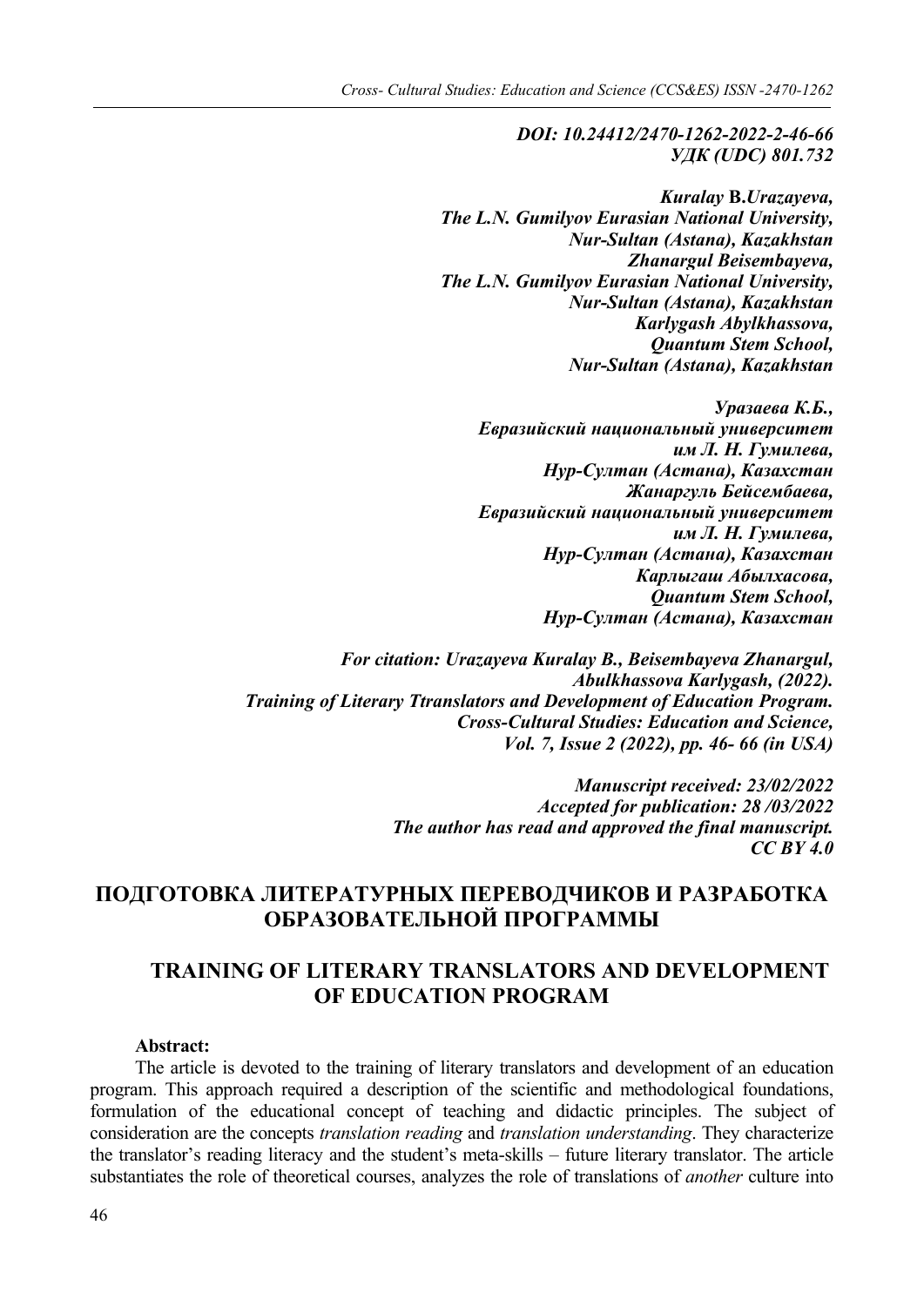***DOI: 10.24412/2470-1262-2022-2-46-66***
***УДК (UDC) 801.732***

***Kuralay* B.*Urazayeva,***
***The L.N. Gumilyov Eurasian National University,***
***Nur-Sultan (Astana), Kazakhstan***
***Zhanargul Beisembayeva,***
***The L.N. Gumilyov Eurasian National University,***
***Nur-Sultan (Astana), Kazakhstan***
***Karlygash Abylkhassova,***
***Quantum Stem School,***
***Nur-Sultan (Astana), Kazakhstan***

***Уразаева К.Б.,***
***Евразийский национальный университет***
***им Л. Н. Гумилева,***
***Нур-Султан (Астана), Казахстан***
***Жанаргуль Бейсембаева,***
***Евразийский национальный университет***
***им Л. Н. Гумилева,***
***Нур-Султан (Астана), Казахстан***
***Карлыгаш Абылхасова,***
***Quantum Stem School,***
***Нур-Султан (Астана), Казахстан***

***For citation: Urazayeva Kuralay B., Beisembayeva Zhanargul,***
***Abulkhassova Karlygash, (2022).***
***Training of Literary Ttranslators and Development of Education Program.***
***Cross-Cultural Studies: Education and Science,***
***Vol. 7, Issue 2 (2022), pp. 46- 66 (in USA)***

***Manuscript received: 23/02/2022***
***Accepted for publication: 28 /03/2022***
***The author has read and approved the final manuscript.***
***CC BY 4.0***

# ПОДГОТОВКА ЛИТЕРАТУРНЫХ ПЕРЕВОДЧИКОВ И РАЗРАБОТКА ОБРАЗОВАТЕЛЬНОЙ ПРОГРАММЫ

# TRAINING OF LITERARY TRANSLATORS AND DEVELOPMENT OF EDUCATION PROGRAM

**Abstract:**

The article is devoted to the training of literary translators and development of an education program. This approach required a description of the scientific and methodological foundations, formulation of the educational concept of teaching and didactic principles. The subject of consideration are the concepts *translation reading* and *translation understanding*. They characterize the translator's reading literacy and the student's meta-skills – future literary translator. The article substantiates the role of theoretical courses, analyzes the role of translations of *another* culture into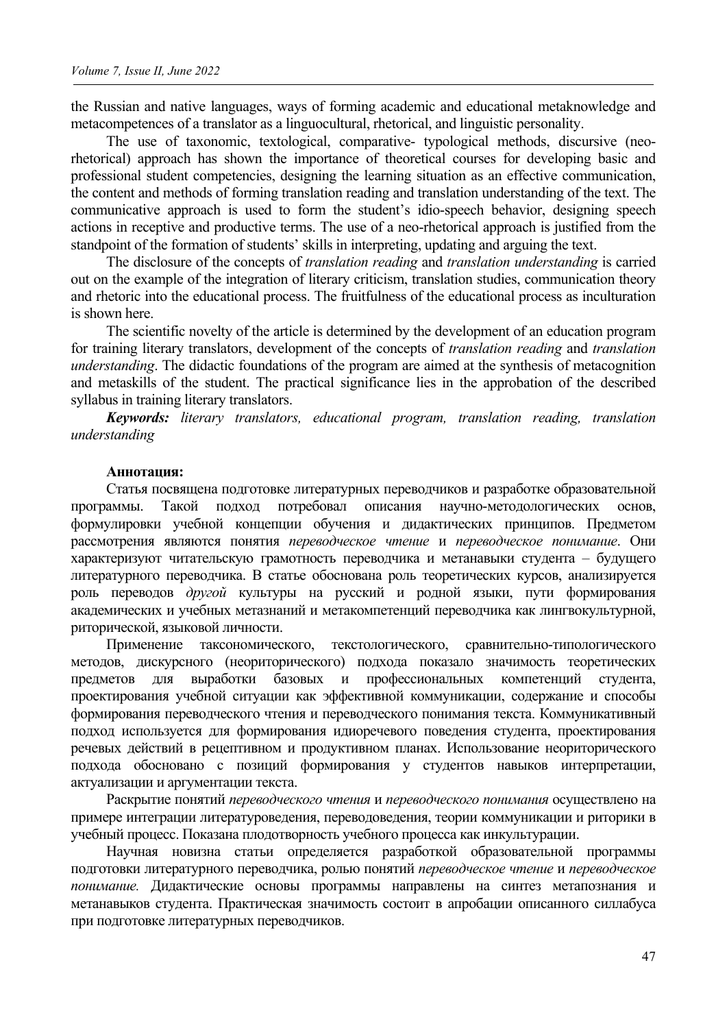the Russian and native languages, ways of forming academic and educational metaknowledge and metacompetences of a translator as a linguocultural, rhetorical, and linguistic personality.

The use of taxonomic, textological, comparative- typological methods, discursive (neo-rhetorical) approach has shown the importance of theoretical courses for developing basic and professional student competencies, designing the learning situation as an effective communication, the content and methods of forming translation reading and translation understanding of the text. The communicative approach is used to form the student's idio-speech behavior, designing speech actions in receptive and productive terms. The use of a neo-rhetorical approach is justified from the standpoint of the formation of students' skills in interpreting, updating and arguing the text.

The disclosure of the concepts of *translation reading* and *translation understanding* is carried out on the example of the integration of literary criticism, translation studies, communication theory and rhetoric into the educational process. The fruitfulness of the educational process as inculturation is shown here.

The scientific novelty of the article is determined by the development of an education program for training literary translators, development of the concepts of *translation reading* and *translation understanding*. The didactic foundations of the program are aimed at the synthesis of metacognition and metaskills of the student. The practical significance lies in the approbation of the described syllabus in training literary translators.

***Keywords:*** *literary translators, educational program, translation reading, translation understanding*

**Аннотация:**

Статья посвящена подготовке литературных переводчиков и разработке образовательной программы. Такой подход потребовал описания научно-методологических основ, формулировки учебной концепции обучения и дидактических принципов. Предметом рассмотрения являются понятия *переводческое чтение* и *переводческое понимание*. Они характеризуют читательскую грамотность переводчика и метанавыки студента – будущего литературного переводчика. В статье обоснована роль теоретических курсов, анализируется роль переводов *другой* культуры на русский и родной языки, пути формирования академических и учебных метазнаний и метакомпетенций переводчика как лингвокультурной, риторической, языковой личности.

Применение таксономического, текстологического, сравнительно-типологического методов, дискурсного (неориторического) подхода показало значимость теоретических предметов для выработки базовых и профессиональных компетенций студента, проектирования учебной ситуации как эффективной коммуникации, содержание и способы формирования переводческого чтения и переводческого понимания текста. Коммуникативный подход используется для формирования идиоречевого поведения студента, проектирования речевых действий в рецептивном и продуктивном планах. Использование неориторического подхода обосновано с позиций формирования у студентов навыков интерпретации, актуализации и аргументации текста.

Раскрытие понятий *переводческого чтения* и *переводческого понимания* осуществлено на примере интеграции литературоведения, переводоведения, теории коммуникации и риторики в учебный процесс. Показана плодотворность учебного процесса как инкультурации.

Научная новизна статьи определяется разработкой образовательной программы подготовки литературного переводчика, ролью понятий *переводческое чтение* и *переводческое понимание.* Дидактические основы программы направлены на синтез метапознания и метанавыков студента. Практическая значимость состоит в апробации описанного силлабуса при подготовке литературных переводчиков.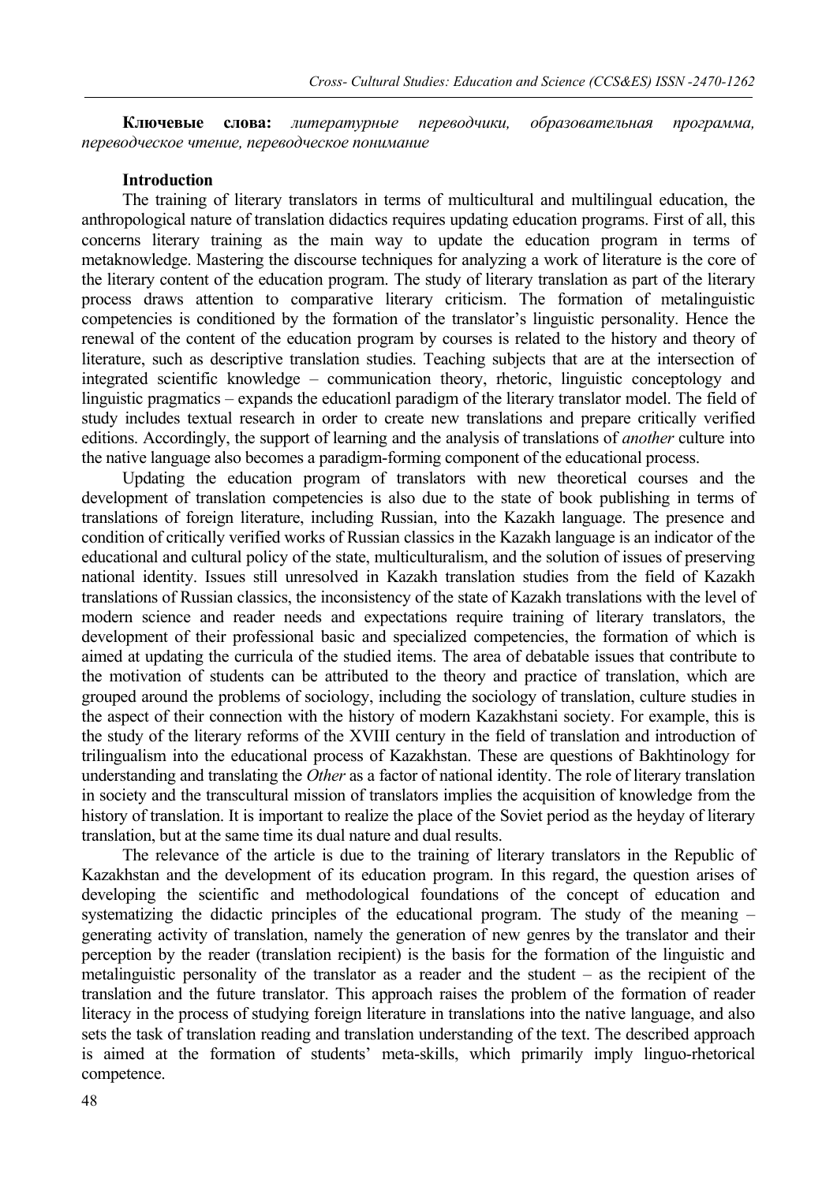**Ключевые слова:** *литературные переводчики, образовательная программа, переводческое чтение, переводческое понимание*

**Introduction**

The training of literary translators in terms of multicultural and multilingual education, the anthropological nature of translation didactics requires updating education programs. First of all, this concerns literary training as the main way to update the education program in terms of metaknowledge. Mastering the discourse techniques for analyzing a work of literature is the core of the literary content of the education program. The study of literary translation as part of the literary process draws attention to comparative literary criticism. The formation of metalinguistic competencies is conditioned by the formation of the translator's linguistic personality. Hence the renewal of the content of the education program by courses is related to the history and theory of literature, such as descriptive translation studies. Teaching subjects that are at the intersection of integrated scientific knowledge – communication theory, rhetoric, linguistic conceptology and linguistic pragmatics – expands the educationl paradigm of the literary translator model. The field of study includes textual research in order to create new translations and prepare critically verified editions. Accordingly, the support of learning and the analysis of translations of *another* culture into the native language also becomes a paradigm-forming component of the educational process.

Updating the education program of translators with new theoretical courses and the development of translation competencies is also due to the state of book publishing in terms of translations of foreign literature, including Russian, into the Kazakh language. The presence and condition of critically verified works of Russian classics in the Kazakh language is an indicator of the educational and cultural policy of the state, multiculturalism, and the solution of issues of preserving national identity. Issues still unresolved in Kazakh translation studies from the field of Kazakh translations of Russian classics, the inconsistency of the state of Kazakh translations with the level of modern science and reader needs and expectations require training of literary translators, the development of their professional basic and specialized competencies, the formation of which is aimed at updating the curricula of the studied items. The area of debatable issues that contribute to the motivation of students can be attributed to the theory and practice of translation, which are grouped around the problems of sociology, including the sociology of translation, culture studies in the aspect of their connection with the history of modern Kazakhstani society. For example, this is the study of the literary reforms of the XVIII century in the field of translation and introduction of trilingualism into the educational process of Kazakhstan. These are questions of Bakhtinology for understanding and translating the *Other* as a factor of national identity. The role of literary translation in society and the transcultural mission of translators implies the acquisition of knowledge from the history of translation. It is important to realize the place of the Soviet period as the heyday of literary translation, but at the same time its dual nature and dual results.

The relevance of the article is due to the training of literary translators in the Republic of Kazakhstan and the development of its education program. In this regard, the question arises of developing the scientific and methodological foundations of the concept of education and systematizing the didactic principles of the educational program. The study of the meaning – generating activity of translation, namely the generation of new genres by the translator and their perception by the reader (translation recipient) is the basis for the formation of the linguistic and metalinguistic personality of the translator as a reader and the student – as the recipient of the translation and the future translator. This approach raises the problem of the formation of reader literacy in the process of studying foreign literature in translations into the native language, and also sets the task of translation reading and translation understanding of the text. The described approach is aimed at the formation of students' meta-skills, which primarily imply linguo-rhetorical competence.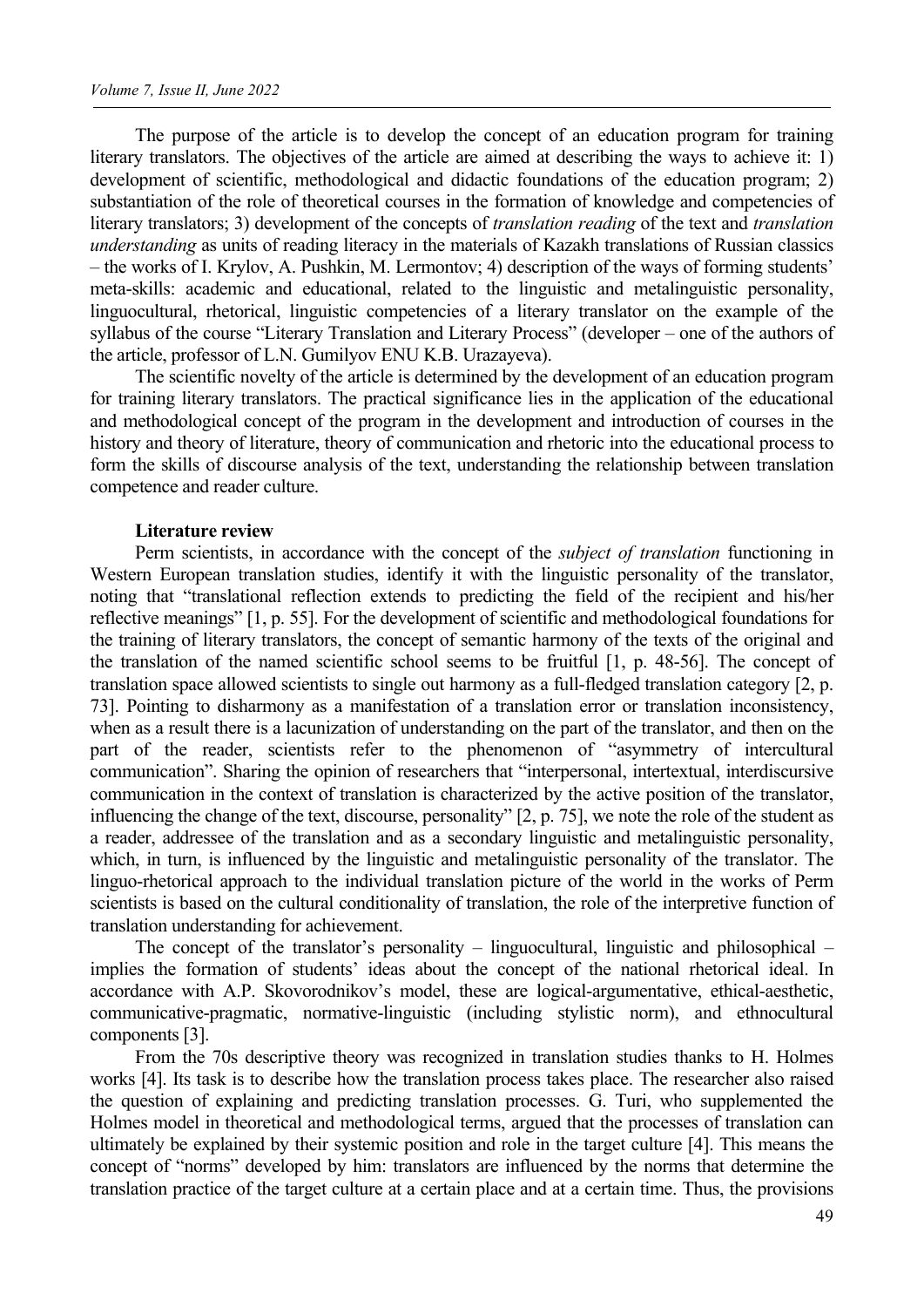The purpose of the article is to develop the concept of an education program for training literary translators. The objectives of the article are aimed at describing the ways to achieve it: 1) development of scientific, methodological and didactic foundations of the education program; 2) substantiation of the role of theoretical courses in the formation of knowledge and competencies of literary translators; 3) development of the concepts of *translation reading* of the text and *translation understanding* as units of reading literacy in the materials of Kazakh translations of Russian classics – the works of I. Krylov, A. Pushkin, M. Lermontov; 4) description of the ways of forming students' meta-skills: academic and educational, related to the linguistic and metalinguistic personality, linguocultural, rhetorical, linguistic competencies of a literary translator on the example of the syllabus of the course "Literary Translation and Literary Process" (developer – one of the authors of the article, professor of L.N. Gumilyov ENU K.B. Urazayeva).

The scientific novelty of the article is determined by the development of an education program for training literary translators. The practical significance lies in the application of the educational and methodological concept of the program in the development and introduction of courses in the history and theory of literature, theory of communication and rhetoric into the educational process to form the skills of discourse analysis of the text, understanding the relationship between translation competence and reader culture.

**Literature review**

Perm scientists, in accordance with the concept of the *subject of translation* functioning in Western European translation studies, identify it with the linguistic personality of the translator, noting that "translational reflection extends to predicting the field of the recipient and his/her reflective meanings" [1, p. 55]. For the development of scientific and methodological foundations for the training of literary translators, the concept of semantic harmony of the texts of the original and the translation of the named scientific school seems to be fruitful [1, p. 48-56]. The concept of translation space allowed scientists to single out harmony as a full-fledged translation category [2, p. 73]. Pointing to disharmony as a manifestation of a translation error or translation inconsistency, when as a result there is a lacunization of understanding on the part of the translator, and then on the part of the reader, scientists refer to the phenomenon of "asymmetry of intercultural communication". Sharing the opinion of researchers that "interpersonal, intertextual, interdiscursive communication in the context of translation is characterized by the active position of the translator, influencing the change of the text, discourse, personality" [2, p. 75], we note the role of the student as a reader, addressee of the translation and as a secondary linguistic and metalinguistic personality, which, in turn, is influenced by the linguistic and metalinguistic personality of the translator. The linguo-rhetorical approach to the individual translation picture of the world in the works of Perm scientists is based on the cultural conditionality of translation, the role of the interpretive function of translation understanding for achievement.

The concept of the translator's personality – linguocultural, linguistic and philosophical – implies the formation of students' ideas about the concept of the national rhetorical ideal. In accordance with A.P. Skovorodnikov's model, these are logical-argumentative, ethical-aesthetic, communicative-pragmatic, normative-linguistic (including stylistic norm), and ethnocultural components [3].

From the 70s descriptive theory was recognized in translation studies thanks to H. Holmes works [4]. Its task is to describe how the translation process takes place. The researcher also raised the question of explaining and predicting translation processes. G. Turi, who supplemented the Holmes model in theoretical and methodological terms, argued that the processes of translation can ultimately be explained by their systemic position and role in the target culture [4]. This means the concept of "norms" developed by him: translators are influenced by the norms that determine the translation practice of the target culture at a certain place and at a certain time. Thus, the provisions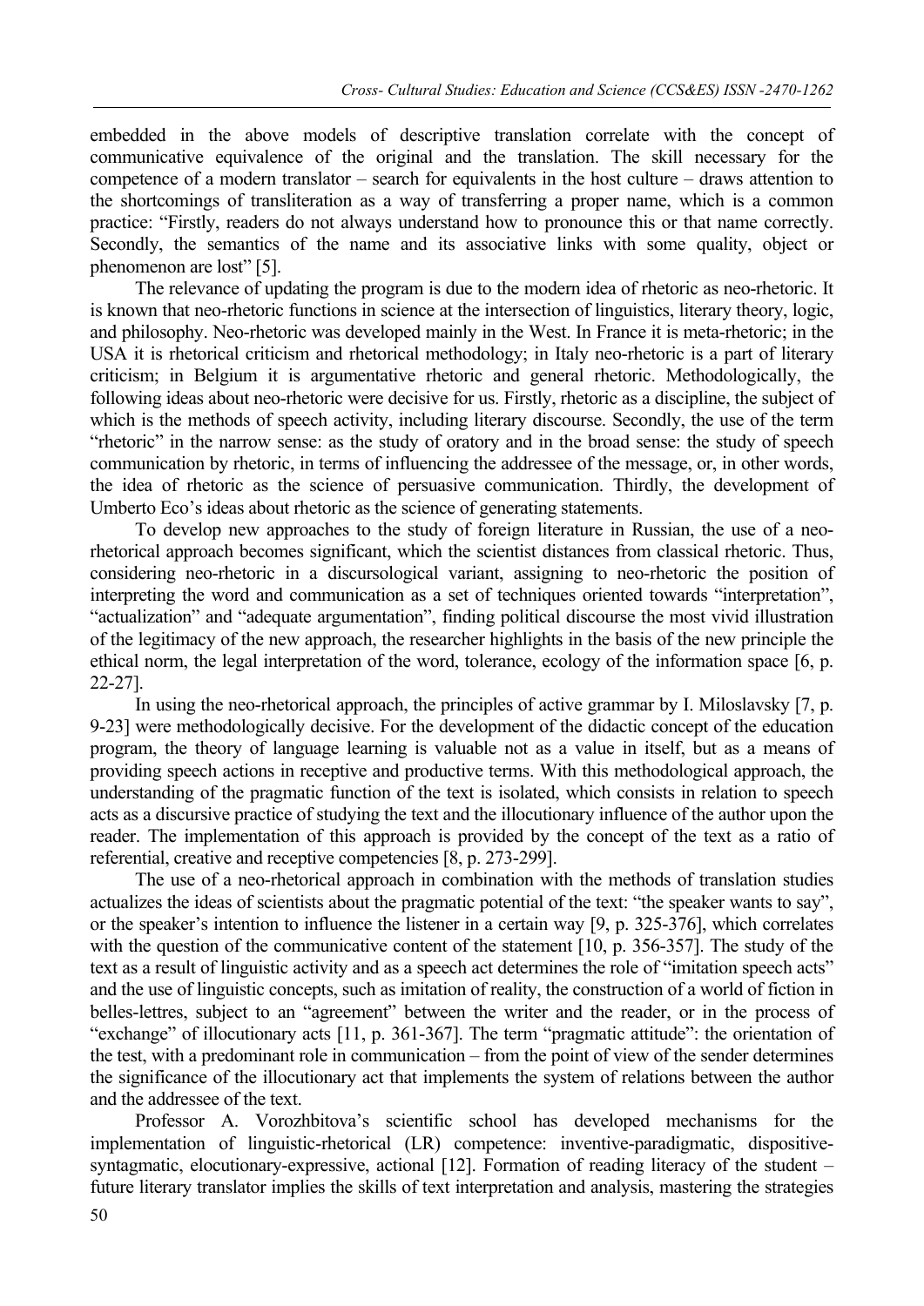embedded in the above models of descriptive translation correlate with the concept of communicative equivalence of the original and the translation. The skill necessary for the competence of a modern translator – search for equivalents in the host culture – draws attention to the shortcomings of transliteration as a way of transferring a proper name, which is a common practice: "Firstly, readers do not always understand how to pronounce this or that name correctly. Secondly, the semantics of the name and its associative links with some quality, object or phenomenon are lost" [5].

The relevance of updating the program is due to the modern idea of rhetoric as neo-rhetoric. It is known that neo-rhetoric functions in science at the intersection of linguistics, literary theory, logic, and philosophy. Neo-rhetoric was developed mainly in the West. In France it is meta-rhetoric; in the USA it is rhetorical criticism and rhetorical methodology; in Italy neo-rhetoric is a part of literary criticism; in Belgium it is argumentative rhetoric and general rhetoric. Methodologically, the following ideas about neo-rhetoric were decisive for us. Firstly, rhetoric as a discipline, the subject of which is the methods of speech activity, including literary discourse. Secondly, the use of the term "rhetoric" in the narrow sense: as the study of oratory and in the broad sense: the study of speech communication by rhetoric, in terms of influencing the addressee of the message, or, in other words, the idea of rhetoric as the science of persuasive communication. Thirdly, the development of Umberto Eco's ideas about rhetoric as the science of generating statements.

To develop new approaches to the study of foreign literature in Russian, the use of a neo-rhetorical approach becomes significant, which the scientist distances from classical rhetoric. Thus, considering neo-rhetoric in a discursological variant, assigning to neo-rhetoric the position of interpreting the word and communication as a set of techniques oriented towards "interpretation", "actualization" and "adequate argumentation", finding political discourse the most vivid illustration of the legitimacy of the new approach, the researcher highlights in the basis of the new principle the ethical norm, the legal interpretation of the word, tolerance, ecology of the information space [6, p. 22-27].

In using the neo-rhetorical approach, the principles of active grammar by I. Miloslavsky [7, p. 9-23] were methodologically decisive. For the development of the didactic concept of the education program, the theory of language learning is valuable not as a value in itself, but as a means of providing speech actions in receptive and productive terms. With this methodological approach, the understanding of the pragmatic function of the text is isolated, which consists in relation to speech acts as a discursive practice of studying the text and the illocutionary influence of the author upon the reader. The implementation of this approach is provided by the concept of the text as a ratio of referential, creative and receptive competencies [8, p. 273-299].

The use of a neo-rhetorical approach in combination with the methods of translation studies actualizes the ideas of scientists about the pragmatic potential of the text: "the speaker wants to say", or the speaker's intention to influence the listener in a certain way [9, p. 325-376], which correlates with the question of the communicative content of the statement [10, p. 356-357]. The study of the text as a result of linguistic activity and as a speech act determines the role of "imitation speech acts" and the use of linguistic concepts, such as imitation of reality, the construction of a world of fiction in belles-lettres, subject to an "agreement" between the writer and the reader, or in the process of "exchange" of illocutionary acts [11, p. 361-367]. The term "pragmatic attitude": the orientation of the test, with a predominant role in communication – from the point of view of the sender determines the significance of the illocutionary act that implements the system of relations between the author and the addressee of the text.

Professor A. Vorozhbitova's scientific school has developed mechanisms for the implementation of linguistic-rhetorical (LR) competence: inventive-paradigmatic, dispositive-syntagmatic, elocutionary-expressive, actional [12]. Formation of reading literacy of the student – future literary translator implies the skills of text interpretation and analysis, mastering the strategies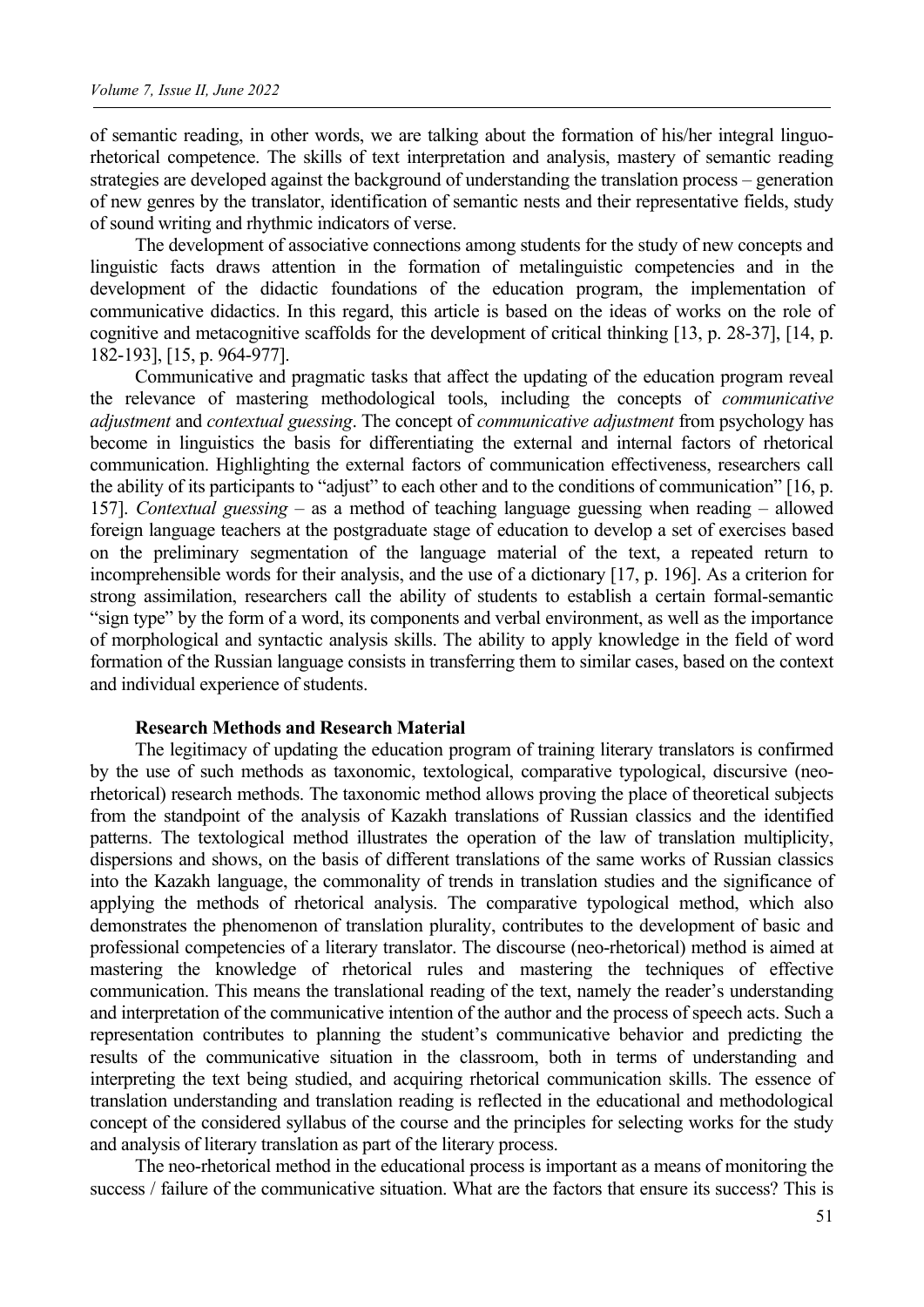of semantic reading, in other words, we are talking about the formation of his/her integral linguo-rhetorical competence. The skills of text interpretation and analysis, mastery of semantic reading strategies are developed against the background of understanding the translation process – generation of new genres by the translator, identification of semantic nests and their representative fields, study of sound writing and rhythmic indicators of verse.

The development of associative connections among students for the study of new concepts and linguistic facts draws attention in the formation of metalinguistic competencies and in the development of the didactic foundations of the education program, the implementation of communicative didactics. In this regard, this article is based on the ideas of works on the role of cognitive and metacognitive scaffolds for the development of critical thinking [13, p. 28-37], [14, p. 182-193], [15, p. 964-977].

Communicative and pragmatic tasks that affect the updating of the education program reveal the relevance of mastering methodological tools, including the concepts of *communicative adjustment* and *contextual guessing*. The concept of *communicative adjustment* from psychology has become in linguistics the basis for differentiating the external and internal factors of rhetorical communication. Highlighting the external factors of communication effectiveness, researchers call the ability of its participants to "adjust" to each other and to the conditions of communication" [16, p. 157]. *Contextual guessing* – as a method of teaching language guessing when reading – allowed foreign language teachers at the postgraduate stage of education to develop a set of exercises based on the preliminary segmentation of the language material of the text, a repeated return to incomprehensible words for their analysis, and the use of a dictionary [17, p. 196]. As a criterion for strong assimilation, researchers call the ability of students to establish a certain formal-semantic "sign type" by the form of a word, its components and verbal environment, as well as the importance of morphological and syntactic analysis skills. The ability to apply knowledge in the field of word formation of the Russian language consists in transferring them to similar cases, based on the context and individual experience of students.

**Research Methods and Research Material**

The legitimacy of updating the education program of training literary translators is confirmed by the use of such methods as taxonomic, textological, comparative typological, discursive (neo-rhetorical) research methods. The taxonomic method allows proving the place of theoretical subjects from the standpoint of the analysis of Kazakh translations of Russian classics and the identified patterns. The textological method illustrates the operation of the law of translation multiplicity, dispersions and shows, on the basis of different translations of the same works of Russian classics into the Kazakh language, the commonality of trends in translation studies and the significance of applying the methods of rhetorical analysis. The comparative typological method, which also demonstrates the phenomenon of translation plurality, contributes to the development of basic and professional competencies of a literary translator. The discourse (neo-rhetorical) method is aimed at mastering the knowledge of rhetorical rules and mastering the techniques of effective communication. This means the translational reading of the text, namely the reader's understanding and interpretation of the communicative intention of the author and the process of speech acts. Such a representation contributes to planning the student's communicative behavior and predicting the results of the communicative situation in the classroom, both in terms of understanding and interpreting the text being studied, and acquiring rhetorical communication skills. The essence of translation understanding and translation reading is reflected in the educational and methodological concept of the considered syllabus of the course and the principles for selecting works for the study and analysis of literary translation as part of the literary process.

The neo-rhetorical method in the educational process is important as a means of monitoring the success / failure of the communicative situation. What are the factors that ensure its success? This is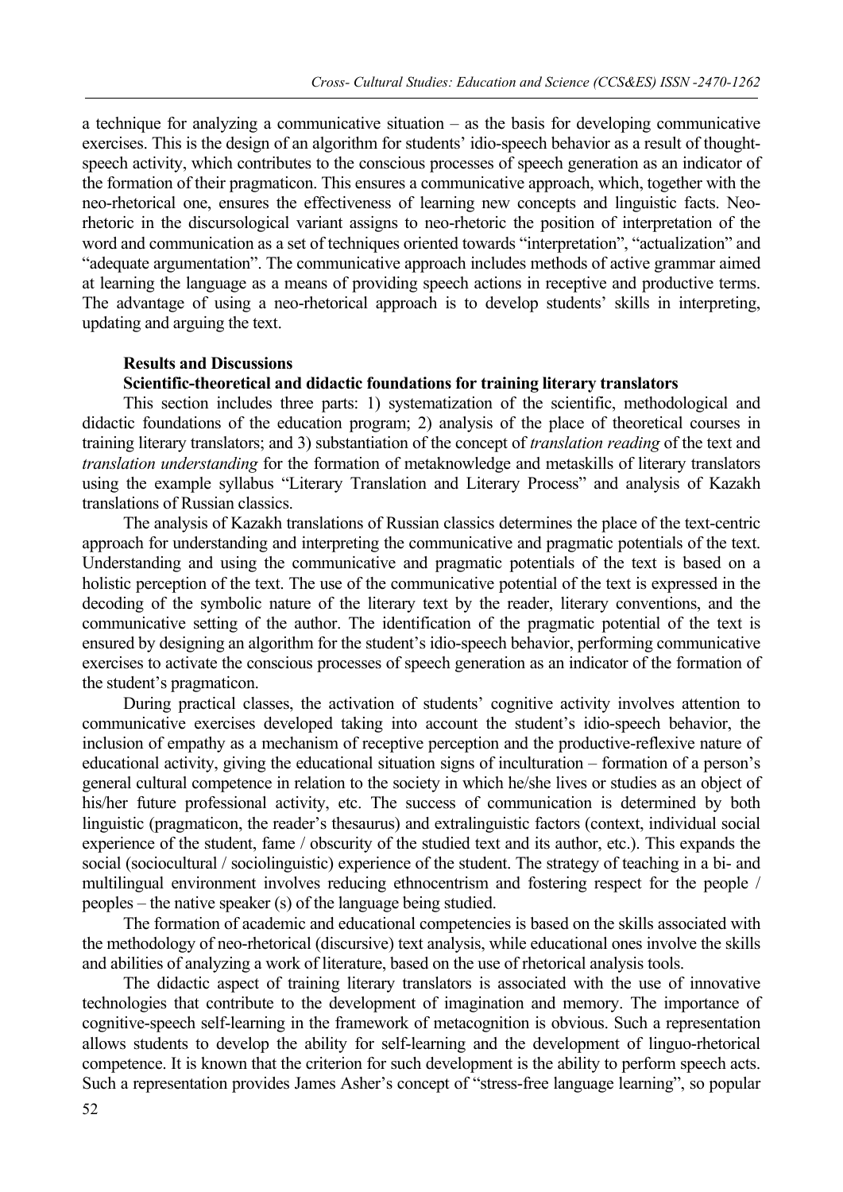a technique for analyzing a communicative situation – as the basis for developing communicative exercises. This is the design of an algorithm for students' idio-speech behavior as a result of thought-speech activity, which contributes to the conscious processes of speech generation as an indicator of the formation of their pragmaticon. This ensures a communicative approach, which, together with the neo-rhetorical one, ensures the effectiveness of learning new concepts and linguistic facts. Neo-rhetoric in the discursological variant assigns to neo-rhetoric the position of interpretation of the word and communication as a set of techniques oriented towards "interpretation", "actualization" and "adequate argumentation". The communicative approach includes methods of active grammar aimed at learning the language as a means of providing speech actions in receptive and productive terms. The advantage of using a neo-rhetorical approach is to develop students' skills in interpreting, updating and arguing the text.

## Results and Discussions

### Scientific-theoretical and didactic foundations for training literary translators

This section includes three parts: 1) systematization of the scientific, methodological and didactic foundations of the education program; 2) analysis of the place of theoretical courses in training literary translators; and 3) substantiation of the concept of *translation reading* of the text and *translation understanding* for the formation of metaknowledge and metaskills of literary translators using the example syllabus "Literary Translation and Literary Process" and analysis of Kazakh translations of Russian classics.

The analysis of Kazakh translations of Russian classics determines the place of the text-centric approach for understanding and interpreting the communicative and pragmatic potentials of the text. Understanding and using the communicative and pragmatic potentials of the text is based on a holistic perception of the text. The use of the communicative potential of the text is expressed in the decoding of the symbolic nature of the literary text by the reader, literary conventions, and the communicative setting of the author. The identification of the pragmatic potential of the text is ensured by designing an algorithm for the student's idio-speech behavior, performing communicative exercises to activate the conscious processes of speech generation as an indicator of the formation of the student's pragmaticon.

During practical classes, the activation of students' cognitive activity involves attention to communicative exercises developed taking into account the student's idio-speech behavior, the inclusion of empathy as a mechanism of receptive perception and the productive-reflexive nature of educational activity, giving the educational situation signs of inculturation – formation of a person's general cultural competence in relation to the society in which he/she lives or studies as an object of his/her future professional activity, etc. The success of communication is determined by both linguistic (pragmaticon, the reader's thesaurus) and extralinguistic factors (context, individual social experience of the student, fame / obscurity of the studied text and its author, etc.). This expands the social (sociocultural / sociolinguistic) experience of the student. The strategy of teaching in a bi- and multilingual environment involves reducing ethnocentrism and fostering respect for the people / peoples – the native speaker (s) of the language being studied.

The formation of academic and educational competencies is based on the skills associated with the methodology of neo-rhetorical (discursive) text analysis, while educational ones involve the skills and abilities of analyzing a work of literature, based on the use of rhetorical analysis tools.

The didactic aspect of training literary translators is associated with the use of innovative technologies that contribute to the development of imagination and memory. The importance of cognitive-speech self-learning in the framework of metacognition is obvious. Such a representation allows students to develop the ability for self-learning and the development of linguo-rhetorical competence. It is known that the criterion for such development is the ability to perform speech acts. Such a representation provides James Asher's concept of "stress-free language learning", so popular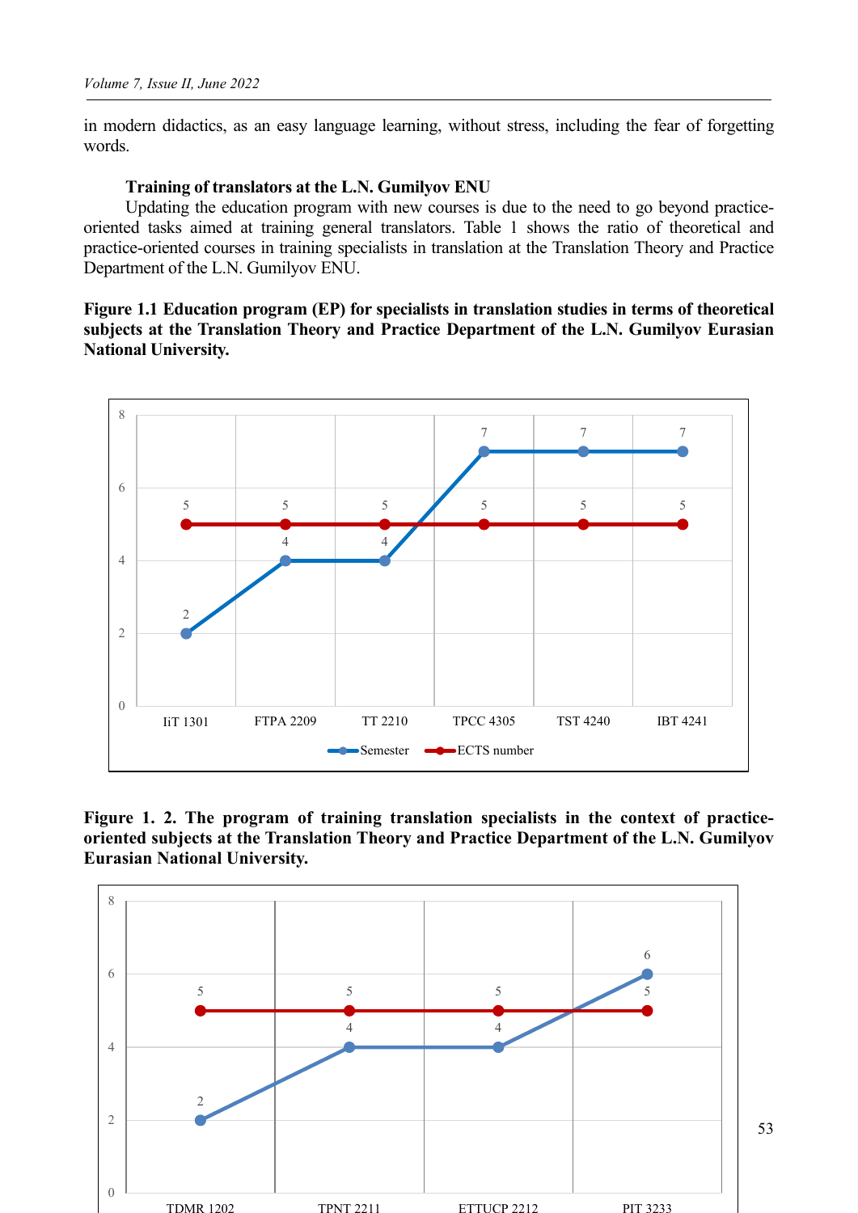in modern didactics, as an easy language learning, without stress, including the fear of forgetting words.

**Training of translators at the L.N. Gumilyov ENU**

Updating the education program with new courses is due to the need to go beyond practice-oriented tasks aimed at training general translators. Table 1 shows the ratio of theoretical and practice-oriented courses in training specialists in translation at the Translation Theory and Practice Department of the L.N. Gumilyov ENU.

**Figure 1.1 Education program (EP) for specialists in translation studies in terms of theoretical subjects at the Translation Theory and Practice Department of the L.N. Gumilyov Eurasian National University.**

| | IiT 1301 | FTPA 2209 | TT 2210 | TPCC 4305 | TST 4240 | IBT 4241 |
|---|---|---|---|---|---|---|
| Semester | 2 | 4 | 4 | 7 | 7 | 7 |
| ECTS number | 5 | 5 | 5 | 5 | 5 | 5 |

**Figure 1. 2. The program of training translation specialists in the context of practice-oriented subjects at the Translation Theory and Practice Department of the L.N. Gumilyov Eurasian National University.**

| | TDMR 1202 | TPNT 2211 | ETTUCP 2212 | PIT 3233 |
|---|---|---|---|---|
| Semester | 2 | 4 | 4 | 6 |
| ECTS number | 5 | 5 | 5 | 5 |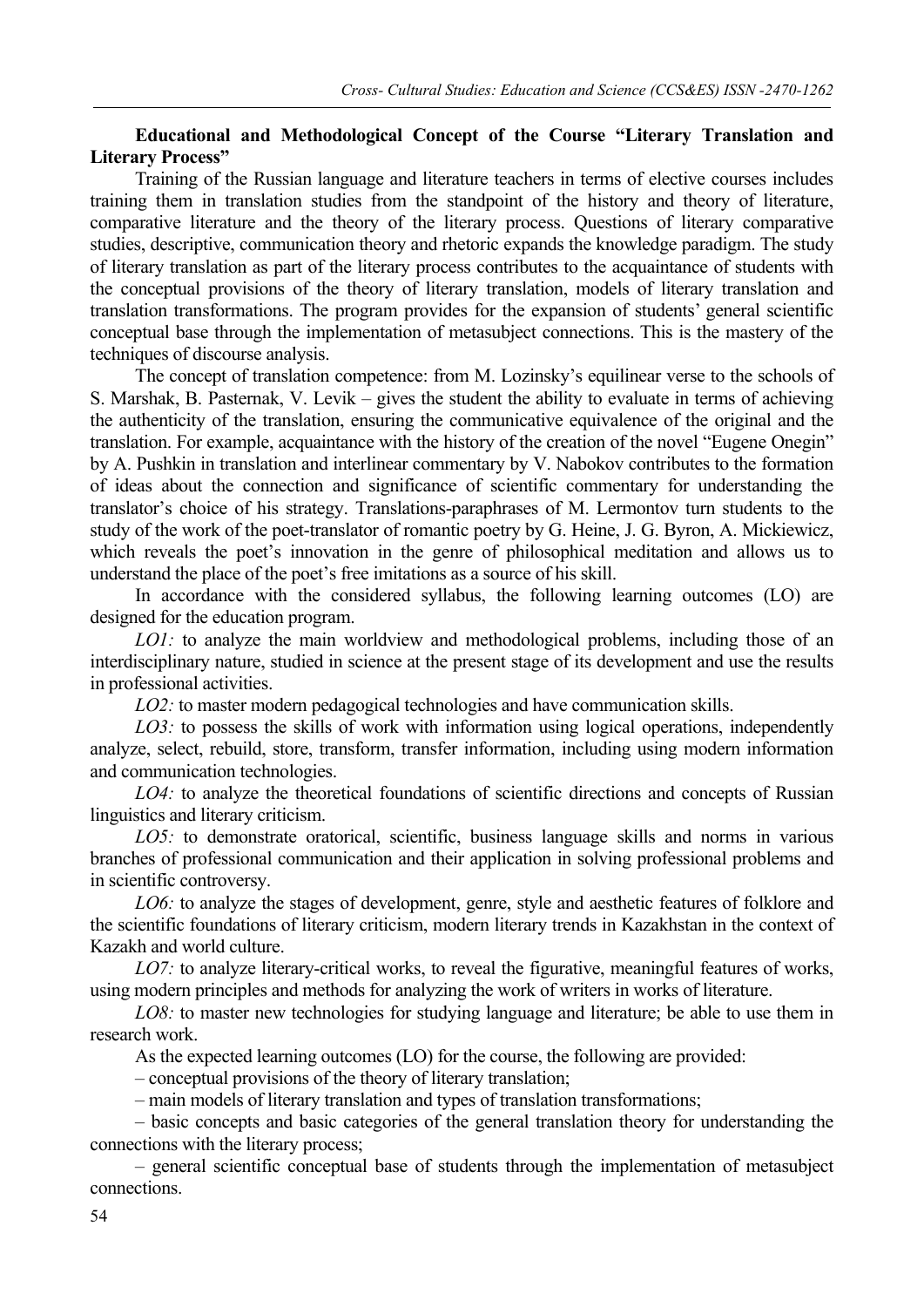**Educational and Methodological Concept of the Course "Literary Translation and Literary Process"**

Training of the Russian language and literature teachers in terms of elective courses includes training them in translation studies from the standpoint of the history and theory of literature, comparative literature and the theory of the literary process. Questions of literary comparative studies, descriptive, communication theory and rhetoric expands the knowledge paradigm. The study of literary translation as part of the literary process contributes to the acquaintance of students with the conceptual provisions of the theory of literary translation, models of literary translation and translation transformations. The program provides for the expansion of students' general scientific conceptual base through the implementation of metasubject connections. This is the mastery of the techniques of discourse analysis.

The concept of translation competence: from M. Lozinsky's equilinear verse to the schools of S. Marshak, B. Pasternak, V. Levik – gives the student the ability to evaluate in terms of achieving the authenticity of the translation, ensuring the communicative equivalence of the original and the translation. For example, acquaintance with the history of the creation of the novel "Eugene Onegin" by A. Pushkin in translation and interlinear commentary by V. Nabokov contributes to the formation of ideas about the connection and significance of scientific commentary for understanding the translator's choice of his strategy. Translations-paraphrases of M. Lermontov turn students to the study of the work of the poet-translator of romantic poetry by G. Heine, J. G. Byron, A. Mickiewicz, which reveals the poet's innovation in the genre of philosophical meditation and allows us to understand the place of the poet's free imitations as a source of his skill.

In accordance with the considered syllabus, the following learning outcomes (LO) are designed for the education program.

*LO1:* to analyze the main worldview and methodological problems, including those of an interdisciplinary nature, studied in science at the present stage of its development and use the results in professional activities.

*LO2:* to master modern pedagogical technologies and have communication skills.

*LO3:* to possess the skills of work with information using logical operations, independently analyze, select, rebuild, store, transform, transfer information, including using modern information and communication technologies.

*LO4:* to analyze the theoretical foundations of scientific directions and concepts of Russian linguistics and literary criticism.

*LO5:* to demonstrate oratorical, scientific, business language skills and norms in various branches of professional communication and their application in solving professional problems and in scientific controversy.

*LO6:* to analyze the stages of development, genre, style and aesthetic features of folklore and the scientific foundations of literary criticism, modern literary trends in Kazakhstan in the context of Kazakh and world culture.

*LO7:* to analyze literary-critical works, to reveal the figurative, meaningful features of works, using modern principles and methods for analyzing the work of writers in works of literature.

*LO8:* to master new technologies for studying language and literature; be able to use them in research work.

As the expected learning outcomes (LO) for the course, the following are provided:

– conceptual provisions of the theory of literary translation;

– main models of literary translation and types of translation transformations;

– basic concepts and basic categories of the general translation theory for understanding the connections with the literary process;

– general scientific conceptual base of students through the implementation of metasubject connections.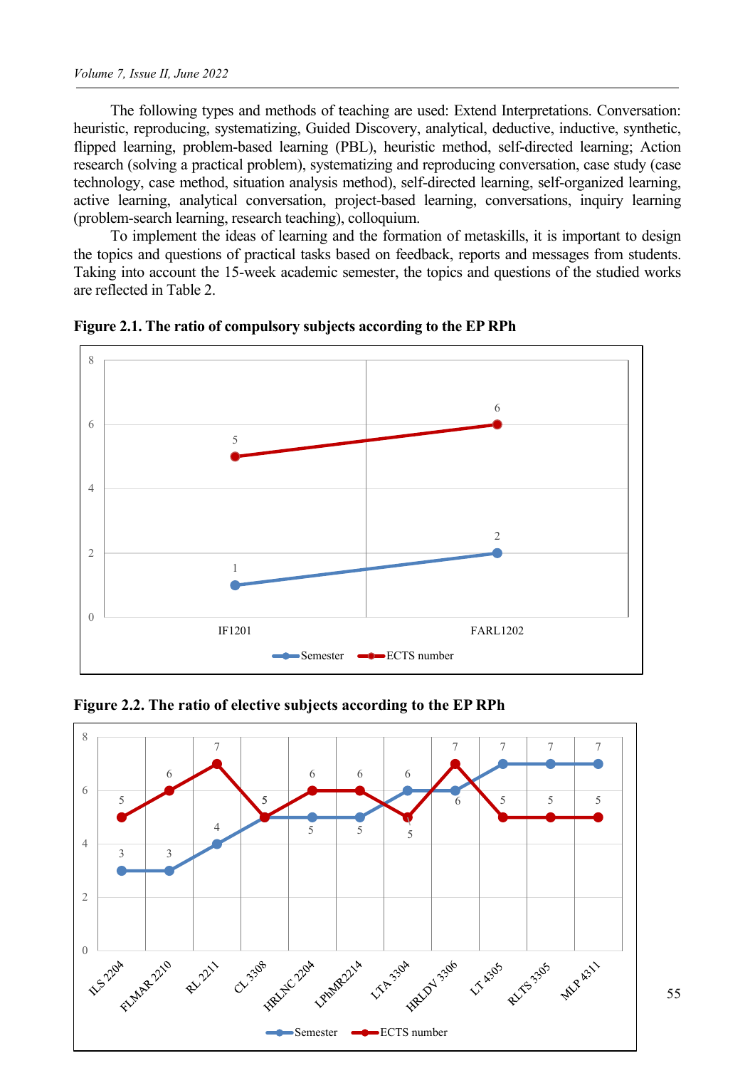The following types and methods of teaching are used: Extend Interpretations. Conversation: heuristic, reproducing, systematizing, Guided Discovery, analytical, deductive, inductive, synthetic, flipped learning, problem-based learning (PBL), heuristic method, self-directed learning; Action research (solving a practical problem), systematizing and reproducing conversation, case study (case technology, case method, situation analysis method), self-directed learning, self-organized learning, active learning, analytical conversation, project-based learning, conversations, inquiry learning (problem-search learning, research teaching), colloquium.

To implement the ideas of learning and the formation of metaskills, it is important to design the topics and questions of practical tasks based on feedback, reports and messages from students. Taking into account the 15-week academic semester, the topics and questions of the studied works are reflected in Table 2.

**Figure 2.1. The ratio of compulsory subjects according to the EP RPh**

| Subject | Semester | ECTS number |
|---|---|---|
| IF1201 | 1 | 5 |
| FARL1202 | 2 | 6 |

**Figure 2.2. The ratio of elective subjects according to the EP RPh**

| Subject | Semester | ECTS number |
|---|---|---|
| ILS 2204 | 3 | 5 |
| FLMAR 2210 | 3 | 6 |
| RL 2211 | 4 | 7 |
| CL 3308 | 5 | 5 |
| HRLNC 2204 | 5 | 6 |
| LPhMR2214 | 5 | 6 |
| LTA 3304 | 6 | 5 |
| HRLDV 3306 | 6 | 7 |
| LT 4305 | 7 | 5 |
| RLTS 3305 | 7 | 5 |
| MLP 4311 | 7 | 5 |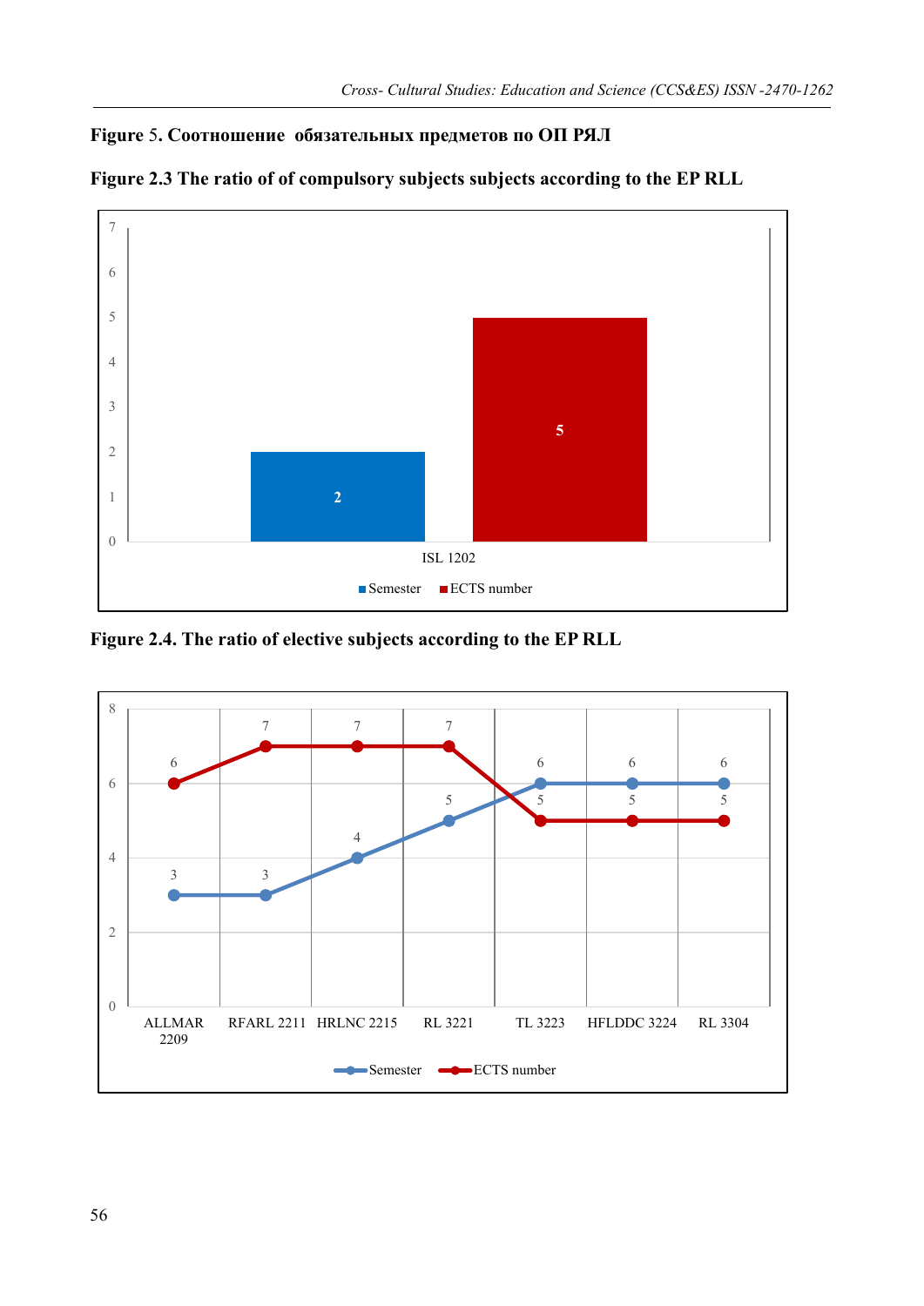**Figure 5. Соотношение обязательных предметов по ОП РЯЛ**

**Figure 2.3 The ratio of of compulsory subjects subjects according to the EP RLL**

| | Semester | ECTS number |
|---|---|---|
| ISL 1202 | 2 | 5 |

**Figure 2.4. The ratio of elective subjects according to the EP RLL**

| | Semester | ECTS number |
|---|---|---|
| ALLMAR 2209 | 3 | 6 |
| RFARL 2211 | 3 | 7 |
| HRLNC 2215 | 4 | 7 |
| RL 3221 | 5 | 7 |
| TL 3223 | 6 | 5 |
| HFLDDC 3224 | 6 | 5 |
| RL 3304 | 6 | 5 |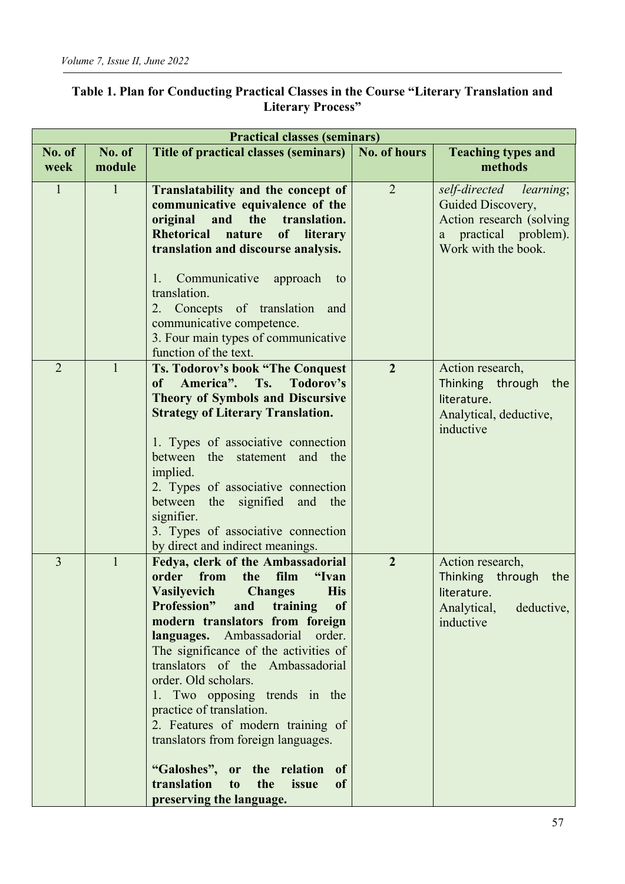**Table 1. Plan for Conducting Practical Classes in the Course "Literary Translation and Literary Process"**

| Practical classes (seminars) | | | | |
|---|---|---|---|---|
| **No. of week** | **No. of module** | **Title of practical classes (seminars)** | **No. of hours** | **Teaching types and methods** |
| 1 | 1 | **Translatability and the concept of communicative equivalence of the original and the translation. Rhetorical nature of literary translation and discourse analysis.**<br><br>1. Communicative approach to translation.<br>2. Concepts of translation and communicative competence.<br>3. Four main types of communicative function of the text. | 2 | *self-directed learning*; Guided Discovery, Action research (solving a practical problem). Work with the book. |
| 2 | 1 | **Ts. Todorov's book "The Conquest of America". Ts. Todorov's Theory of Symbols and Discursive Strategy of Literary Translation.**<br><br>1. Types of associative connection between the statement and the implied.<br>2. Types of associative connection between the signified and the signifier.<br>3. Types of associative connection by direct and indirect meanings. | **2** | Action research, Thinking through the literature. Analytical, deductive, inductive |
| 3 | 1 | **Fedya, clerk of the Ambassadorial order from the film "Ivan Vasilyevich Changes His Profession" and training of modern translators from foreign languages.** Ambassadorial order. The significance of the activities of translators of the Ambassadorial order. Old scholars.<br>1. Two opposing trends in the practice of translation.<br>2. Features of modern training of translators from foreign languages.<br><br>**"Galoshes", or the relation of translation to the issue of preserving the language.** | **2** | Action research, Thinking through the literature. Analytical, deductive, inductive |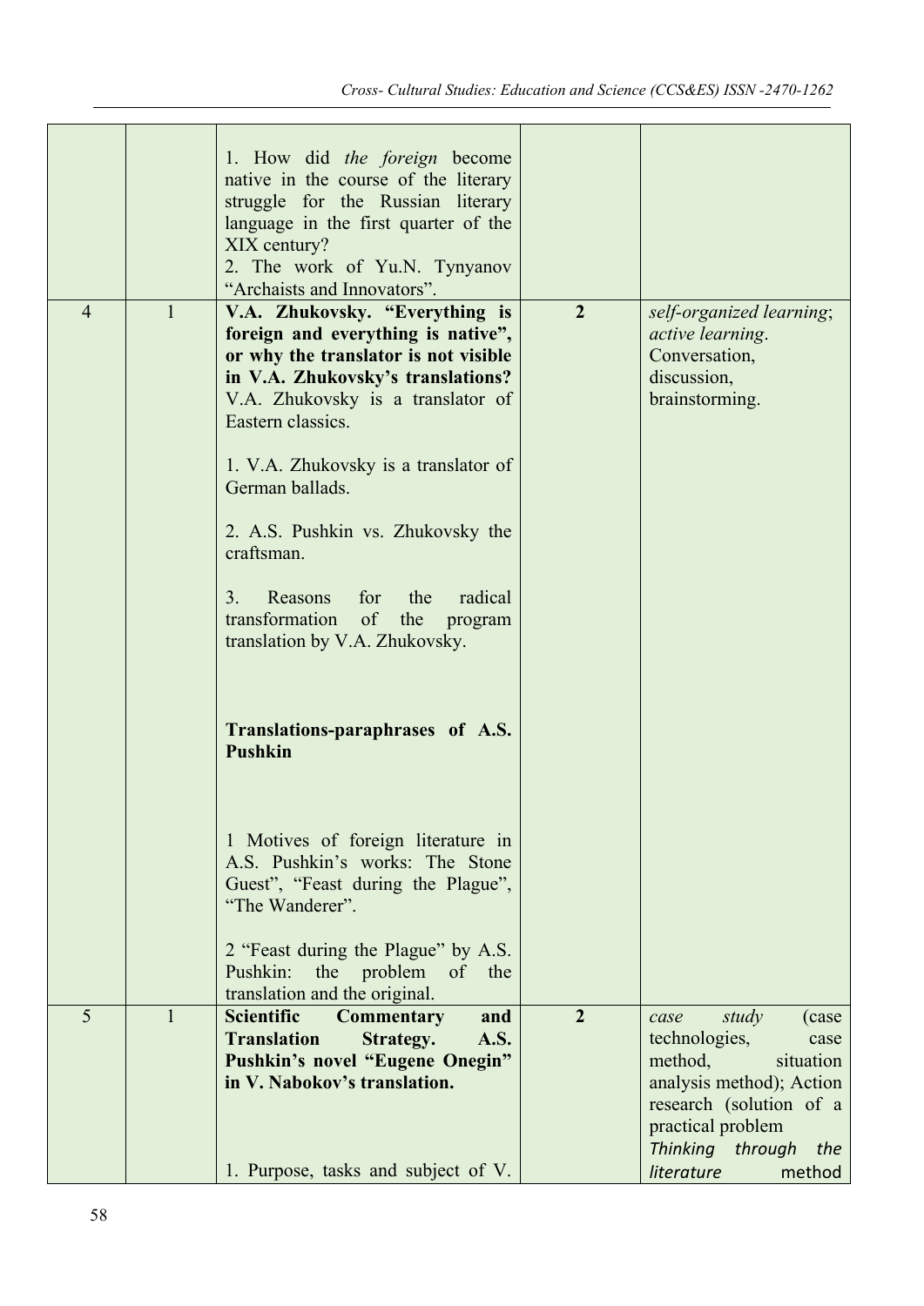| | | | | |
|---|---|---|---|---|
| | | 1. How did *the foreign* become native in the course of the literary struggle for the Russian literary language in the first quarter of the XIX century?<br>2. The work of Yu.N. Tynyanov "Archaists and Innovators". | | |
| 4 | 1 | **V.A. Zhukovsky. "Everything is foreign and everything is native", or why the translator is not visible in V.A. Zhukovsky's translations?**<br>V.A. Zhukovsky is a translator of Eastern classics.<br><br>1. V.A. Zhukovsky is a translator of German ballads.<br><br>2. A.S. Pushkin vs. Zhukovsky the craftsman.<br><br>3. Reasons for the radical transformation of the program translation by V.A. Zhukovsky.<br><br>**Translations-paraphrases of A.S. Pushkin**<br><br>1 Motives of foreign literature in A.S. Pushkin's works: The Stone Guest", "Feast during the Plague", "The Wanderer".<br><br>2 "Feast during the Plague" by A.S. Pushkin: the problem of the translation and the original. | **2** | *self-organized learning*; *active learning*. Conversation, discussion, brainstorming. |
| 5 | 1 | **Scientific Commentary and Translation Strategy. A.S. Pushkin's novel "Eugene Onegin" in V. Nabokov's translation.**<br><br>1. Purpose, tasks and subject of V. | **2** | *case study* (case technologies, case method, situation analysis method); Action research (solution of a practical problem *Thinking through the literature* method |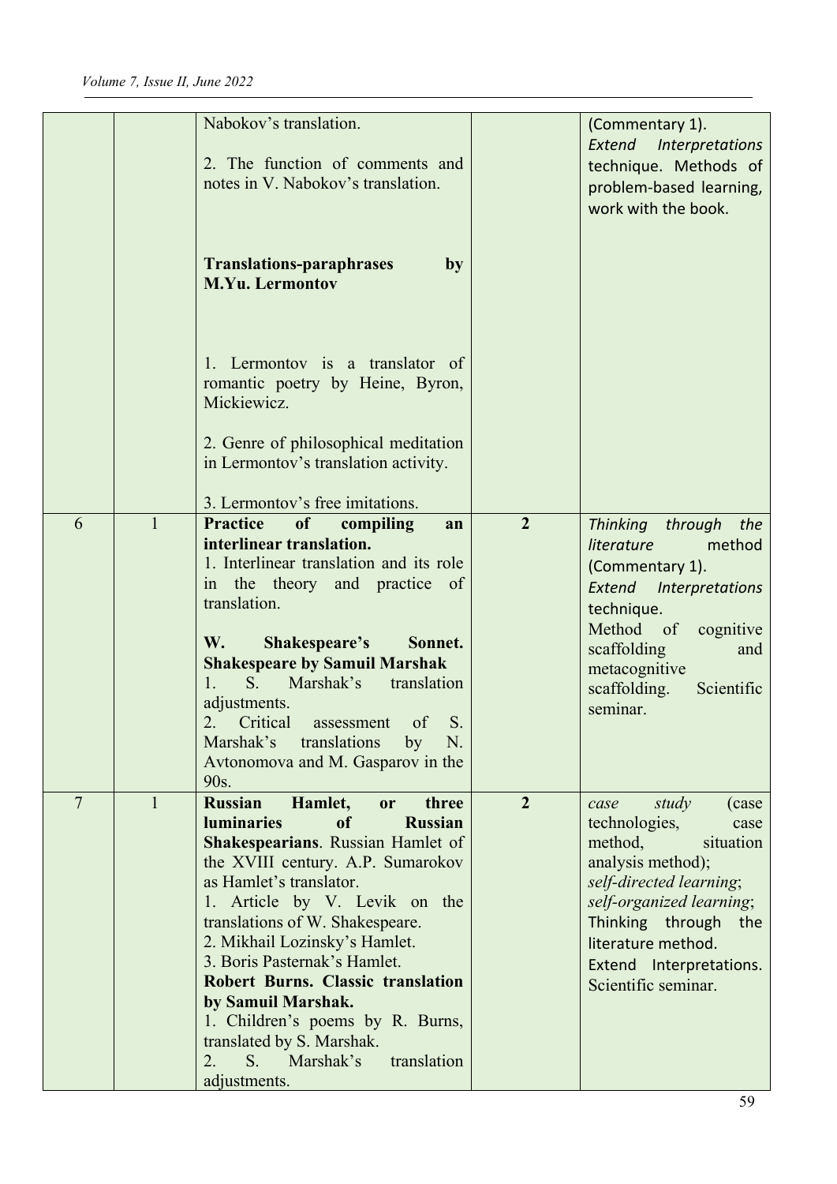| | | | | |
|---|---|---|---|---|
| | | Nabokov's translation.<br><br>2. The function of comments and notes in V. Nabokov's translation.<br><br>**Translations-paraphrases by M.Yu. Lermontov**<br><br>1. Lermontov is a translator of romantic poetry by Heine, Byron, Mickiewicz.<br><br>2. Genre of philosophical meditation in Lermontov's translation activity.<br><br>3. Lermontov's free imitations. | | (Commentary 1).<br>*Extend Interpretations* technique. Methods of problem-based learning, work with the book. |
| 6 | 1 | **Practice of compiling an interlinear translation.**<br>1. Interlinear translation and its role in the theory and practice of translation.<br><br>**W. Shakespeare's Sonnet. Shakespeare by Samuil Marshak**<br>1. S. Marshak's translation adjustments.<br>2. Critical assessment of S. Marshak's translations by N. Avtonomova and M. Gasparov in the 90s. | **2** | *Thinking through the literature* method (Commentary 1).<br>*Extend Interpretations* technique.<br>Method of cognitive scaffolding and metacognitive scaffolding. Scientific seminar. |
| 7 | 1 | **Russian Hamlet, or three luminaries of Russian Shakespearians**. Russian Hamlet of the XVIII century. A.P. Sumarokov as Hamlet's translator.<br>1. Article by V. Levik on the translations of W. Shakespeare.<br>2. Mikhail Lozinsky's Hamlet.<br>3. Boris Pasternak's Hamlet.<br>**Robert Burns. Classic translation by Samuil Marshak.**<br>1. Children's poems by R. Burns, translated by S. Marshak.<br>2. S. Marshak's translation adjustments. | **2** | *case study* (case technologies, case method, situation analysis method);<br>*self-directed learning*;<br>*self-organized learning*;<br>Thinking through the literature method.<br>Extend Interpretations.<br>Scientific seminar. |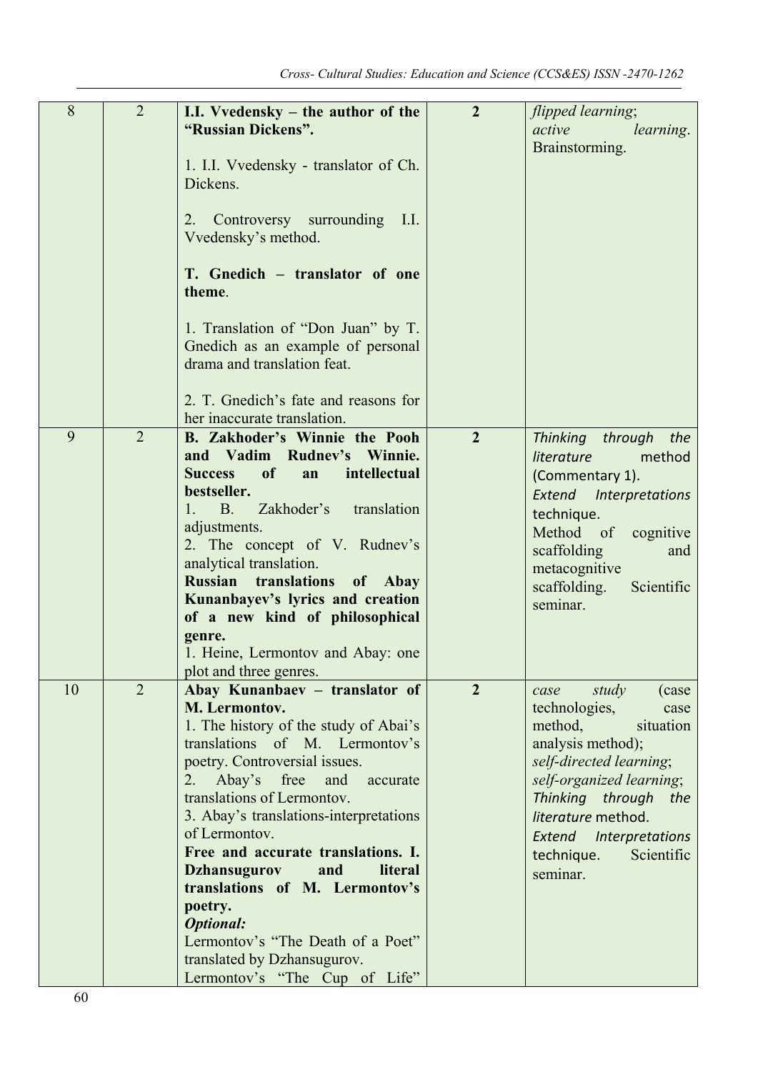| 8 | 2 | **I.I. Vvedensky – the author of the “Russian Dickens”.**<br><br>1. I.I. Vvedensky - translator of Ch. Dickens.<br><br>2. Controversy surrounding I.I. Vvedensky’s method.<br><br>**T. Gnedich – translator of one theme**.<br><br>1. Translation of “Don Juan” by T. Gnedich as an example of personal drama and translation feat.<br><br>2. T. Gnedich’s fate and reasons for her inaccurate translation. | **2** | *flipped learning*;<br>*active learning*.<br>Brainstorming. |
|---|---|---|---|---|
| 9 | 2 | **B. Zakhoder’s Winnie the Pooh and Vadim Rudnev’s Winnie. Success of an intellectual bestseller.**<br>1. B. Zakhoder’s translation adjustments.<br>2. The concept of V. Rudnev’s analytical translation.<br>**Russian translations of Abay Kunanbayev’s lyrics and creation of a new kind of philosophical genre.**<br>1. Heine, Lermontov and Abay: one plot and three genres. | **2** | *Thinking through the literature* method (Commentary 1).<br>*Extend Interpretations* technique.<br>Method of cognitive scaffolding and metacognitive scaffolding. Scientific seminar. |
| 10 | 2 | **Abay Kunanbaev – translator of M. Lermontov.**<br>1. The history of the study of Abai’s translations of M. Lermontov’s poetry. Controversial issues.<br>2. Abay’s free and accurate translations of Lermontov.<br>3. Abay’s translations-interpretations of Lermontov.<br>**Free and accurate translations. I. Dzhansugurov and literal translations of M. Lermontov’s poetry.**<br>***Optional:***<br>Lermontov’s “The Death of a Poet” translated by Dzhansugurov.<br>Lermontov’s “The Cup of Life” | **2** | *case study* (case technologies, case method, situation analysis method);<br>*self-directed learning*;<br>*self-organized learning*;<br>*Thinking through the literature* method.<br>*Extend Interpretations* technique. Scientific seminar. |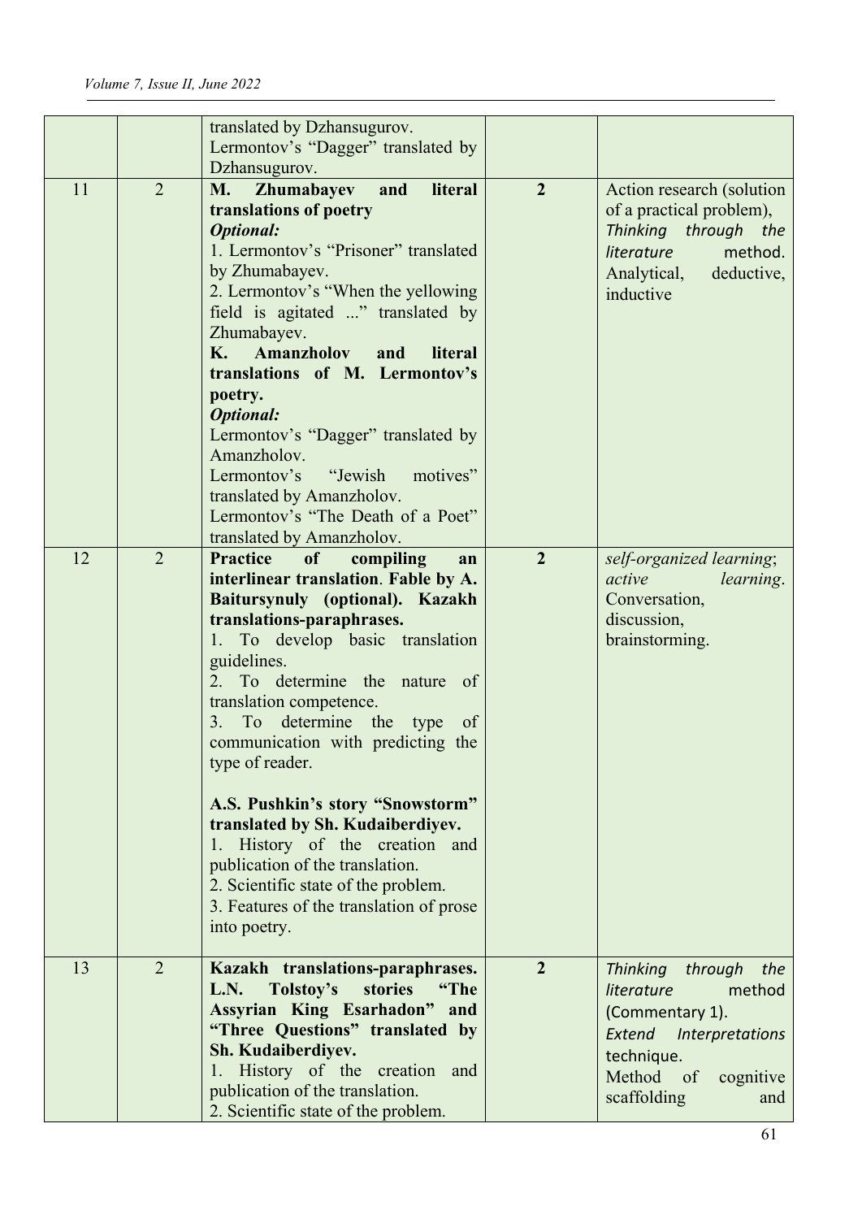| | | | | |
|---|---|---|---|---|
| | | translated by Dzhansugurov.<br>Lermontov's "Dagger" translated by Dzhansugurov. | | |
| 11 | 2 | **M. Zhumabayev and literal translations of poetry**<br>***Optional:***<br>1. Lermontov's "Prisoner" translated by Zhumabayev.<br>2. Lermontov's "When the yellowing field is agitated ..." translated by Zhumabayev.<br>**K. Amanzholov and literal translations of M. Lermontov's poetry.**<br>***Optional:***<br>Lermontov's "Dagger" translated by Amanzholov.<br>Lermontov's "Jewish motives" translated by Amanzholov.<br>Lermontov's "The Death of a Poet" translated by Amanzholov. | **2** | Action research (solution of a practical problem), *Thinking through the literature* method. Analytical, deductive, inductive |
| 12 | 2 | **Practice of compiling an interlinear translation**. **Fable by A. Baitursynuly (optional). Kazakh translations-paraphrases.**<br>1. To develop basic translation guidelines.<br>2. To determine the nature of translation competence.<br>3. To determine the type of communication with predicting the type of reader.<br><br>**A.S. Pushkin's story "Snowstorm" translated by Sh. Kudaiberdiyev.**<br>1. History of the creation and publication of the translation.<br>2. Scientific state of the problem.<br>3. Features of the translation of prose into poetry. | **2** | *self-organized learning*; *active learning*. Conversation, discussion, brainstorming. |
| 13 | 2 | **Kazakh translations-paraphrases. L.N. Tolstoy's stories "The Assyrian King Esarhadon" and "Three Questions" translated by Sh. Kudaiberdiyev.**<br>1. History of the creation and publication of the translation.<br>2. Scientific state of the problem. | **2** | *Thinking through the literature* method (Commentary 1).<br>*Extend Interpretations* technique.<br>Method of cognitive scaffolding and |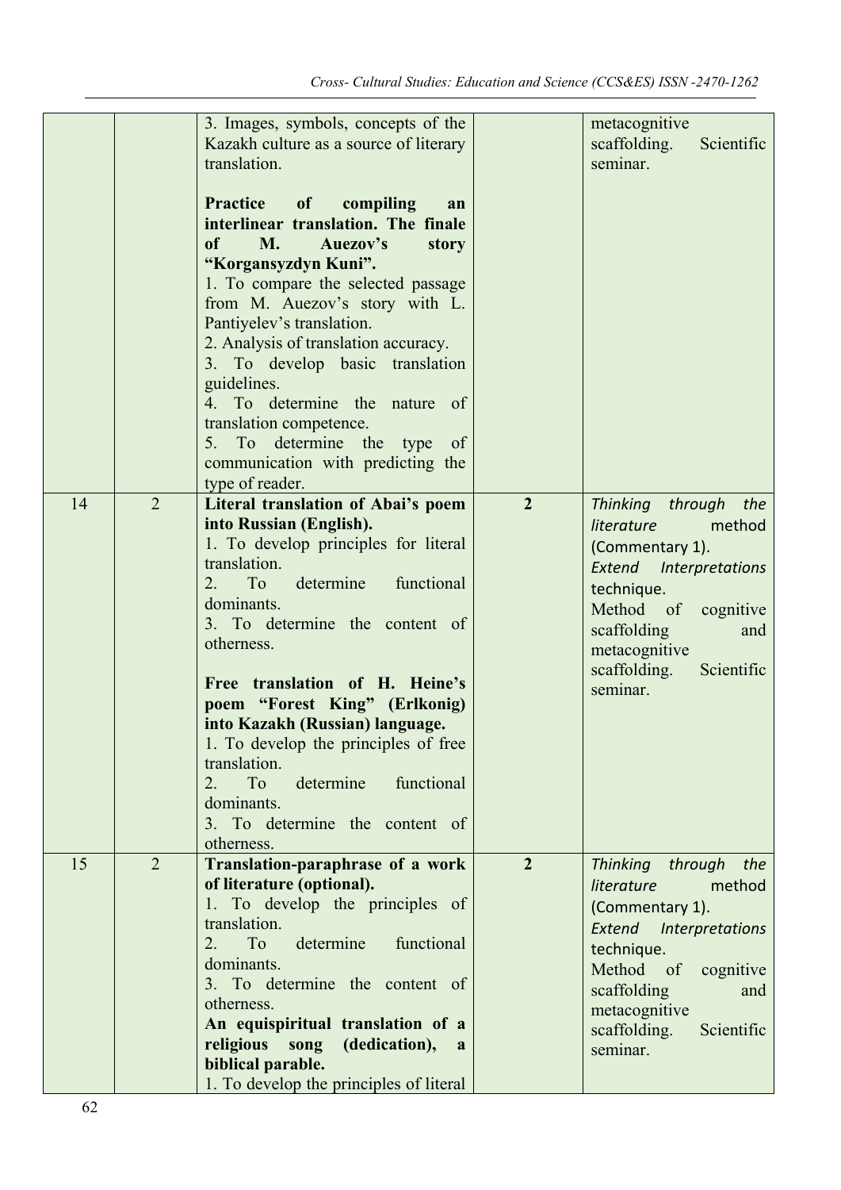| | | | | |
|---|---|---|---|---|
| | | 3. Images, symbols, concepts of the Kazakh culture as a source of literary translation.<br><br>**Practice of compiling an interlinear translation. The finale of M. Auezov's story "Korgansyzdyn Kuni".**<br>1. To compare the selected passage from M. Auezov's story with L. Pantiyelev's translation.<br>2. Analysis of translation accuracy.<br>3. To develop basic translation guidelines.<br>4. To determine the nature of translation competence.<br>5. To determine the type of communication with predicting the type of reader. | | metacognitive scaffolding. Scientific seminar. |
| 14 | 2 | **Literal translation of Abai's poem into Russian (English).**<br>1. To develop principles for literal translation.<br>2. To determine functional dominants.<br>3. To determine the content of otherness.<br><br>**Free translation of H. Heine's poem "Forest King" (Erlkonig) into Kazakh (Russian) language.**<br>1. To develop the principles of free translation.<br>2. To determine functional dominants.<br>3. To determine the content of otherness. | **2** | *Thinking through the literature* method (Commentary 1).<br>*Extend Interpretations* technique.<br>Method of cognitive scaffolding and metacognitive scaffolding. Scientific seminar. |
| 15 | 2 | **Translation-paraphrase of a work of literature (optional).**<br>1. To develop the principles of translation.<br>2. To determine functional dominants.<br>3. To determine the content of otherness.<br>**An equispiritual translation of a religious song (dedication), a biblical parable.**<br>1. To develop the principles of literal | **2** | *Thinking through the literature* method (Commentary 1).<br>*Extend Interpretations* technique.<br>Method of cognitive scaffolding and metacognitive scaffolding. Scientific seminar. |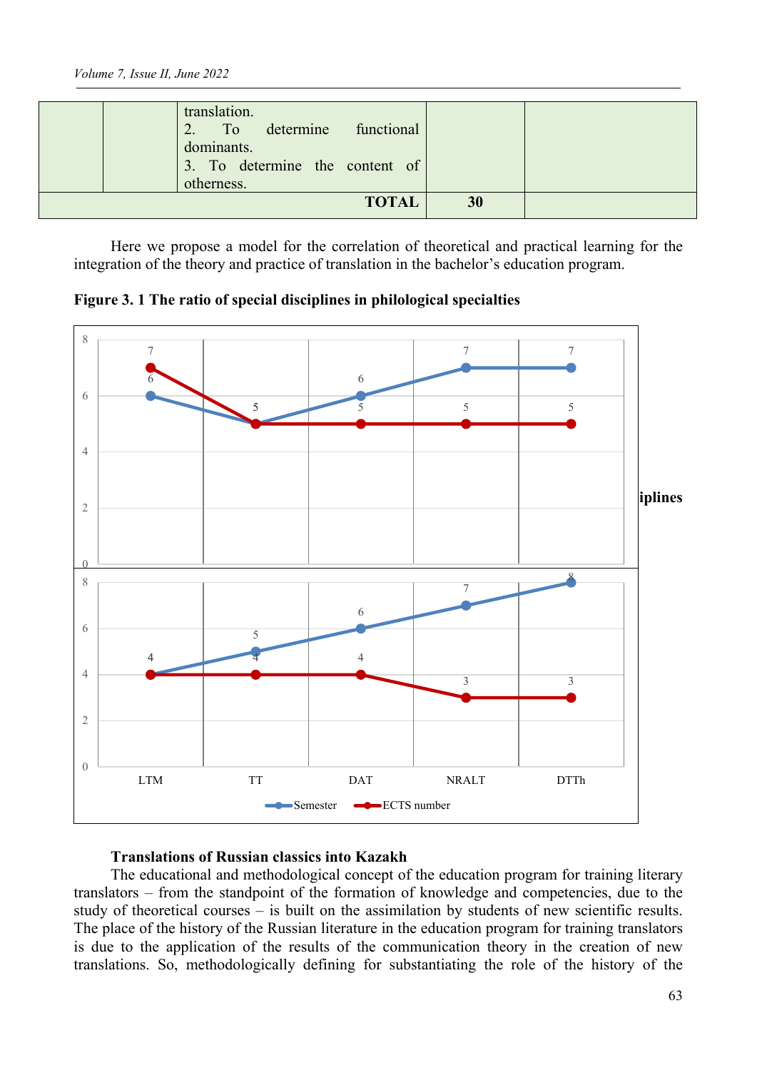|  |  | translation.<br>2. To determine functional dominants.<br>3. To determine the content of otherness. |  |  |
|---|---|---|---|---|
| | | **TOTAL** | **30** | |

Here we propose a model for the correlation of theoretical and practical learning for the integration of the theory and practice of translation in the bachelor's education program.

**Figure 3. 1 The ratio of special disciplines in philological specialties**

| | LTM | TT | DAT | NRALT | DTTh |
|---|---|---|---|---|---|
| Semester | 6 | 5 | 6 | 7 | 7 |
| ECTS number | 7 | 5 | 5 | 5 | 5 |

**...iplines**

| | LTM | TT | DAT | NRALT | DTTh |
|---|---|---|---|---|---|
| Semester | 4 | 5 | 6 | 7 | 8 |
| ECTS number | 4 | 4 | 4 | 3 | 3 |

**Translations of Russian classics into Kazakh**

The educational and methodological concept of the education program for training literary translators – from the standpoint of the formation of knowledge and competencies, due to the study of theoretical courses – is built on the assimilation by students of new scientific results. The place of the history of the Russian literature in the education program for training translators is due to the application of the results of the communication theory in the creation of new translations. So, methodologically defining for substantiating the role of the history of the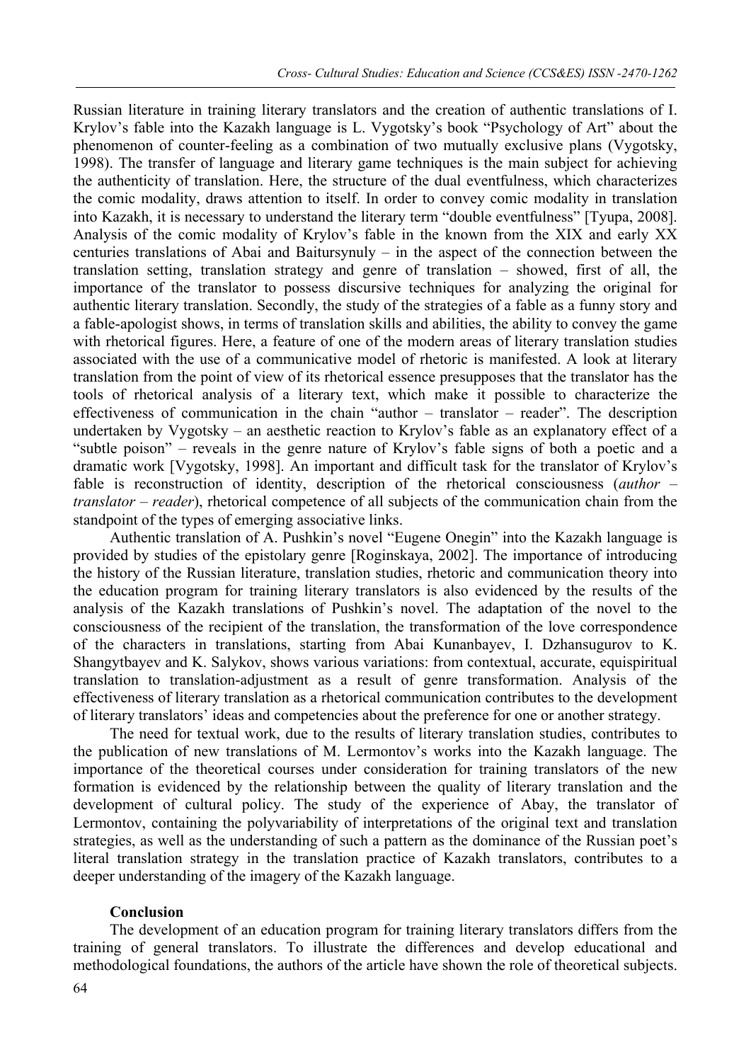Russian literature in training literary translators and the creation of authentic translations of I. Krylov's fable into the Kazakh language is L. Vygotsky's book "Psychology of Art" about the phenomenon of counter-feeling as a combination of two mutually exclusive plans (Vygotsky, 1998). The transfer of language and literary game techniques is the main subject for achieving the authenticity of translation. Here, the structure of the dual eventfulness, which characterizes the comic modality, draws attention to itself. In order to convey comic modality in translation into Kazakh, it is necessary to understand the literary term "double eventfulness" [Tyupa, 2008]. Analysis of the comic modality of Krylov's fable in the known from the XIX and early XX centuries translations of Abai and Baitursynuly – in the aspect of the connection between the translation setting, translation strategy and genre of translation – showed, first of all, the importance of the translator to possess discursive techniques for analyzing the original for authentic literary translation. Secondly, the study of the strategies of a fable as a funny story and a fable-apologist shows, in terms of translation skills and abilities, the ability to convey the game with rhetorical figures. Here, a feature of one of the modern areas of literary translation studies associated with the use of a communicative model of rhetoric is manifested. A look at literary translation from the point of view of its rhetorical essence presupposes that the translator has the tools of rhetorical analysis of a literary text, which make it possible to characterize the effectiveness of communication in the chain "author – translator – reader". The description undertaken by Vygotsky – an aesthetic reaction to Krylov's fable as an explanatory effect of a "subtle poison" – reveals in the genre nature of Krylov's fable signs of both a poetic and a dramatic work [Vygotsky, 1998]. An important and difficult task for the translator of Krylov's fable is reconstruction of identity, description of the rhetorical consciousness (*author – translator – reader*), rhetorical competence of all subjects of the communication chain from the standpoint of the types of emerging associative links.

Authentic translation of A. Pushkin's novel "Eugene Onegin" into the Kazakh language is provided by studies of the epistolary genre [Roginskaya, 2002]. The importance of introducing the history of the Russian literature, translation studies, rhetoric and communication theory into the education program for training literary translators is also evidenced by the results of the analysis of the Kazakh translations of Pushkin's novel. The adaptation of the novel to the consciousness of the recipient of the translation, the transformation of the love correspondence of the characters in translations, starting from Abai Kunanbayev, I. Dzhansugurov to K. Shangytbayev and K. Salykov, shows various variations: from contextual, accurate, equispiritual translation to translation-adjustment as a result of genre transformation. Analysis of the effectiveness of literary translation as a rhetorical communication contributes to the development of literary translators' ideas and competencies about the preference for one or another strategy.

The need for textual work, due to the results of literary translation studies, contributes to the publication of new translations of M. Lermontov's works into the Kazakh language. The importance of the theoretical courses under consideration for training translators of the new formation is evidenced by the relationship between the quality of literary translation and the development of cultural policy. The study of the experience of Abay, the translator of Lermontov, containing the polyvariability of interpretations of the original text and translation strategies, as well as the understanding of such a pattern as the dominance of the Russian poet's literal translation strategy in the translation practice of Kazakh translators, contributes to a deeper understanding of the imagery of the Kazakh language.

## Conclusion

The development of an education program for training literary translators differs from the training of general translators. To illustrate the differences and develop educational and methodological foundations, the authors of the article have shown the role of theoretical subjects.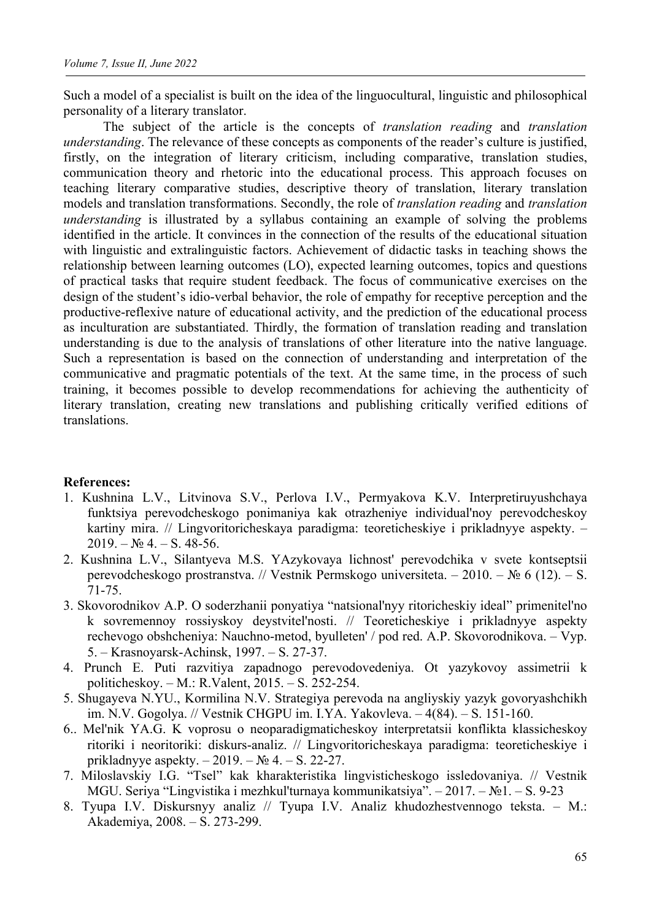Such a model of a specialist is built on the idea of the linguocultural, linguistic and philosophical personality of a literary translator.

The subject of the article is the concepts of *translation reading* and *translation understanding*. The relevance of these concepts as components of the reader's culture is justified, firstly, on the integration of literary criticism, including comparative, translation studies, communication theory and rhetoric into the educational process. This approach focuses on teaching literary comparative studies, descriptive theory of translation, literary translation models and translation transformations. Secondly, the role of *translation reading* and *translation understanding* is illustrated by a syllabus containing an example of solving the problems identified in the article. It convinces in the connection of the results of the educational situation with linguistic and extralinguistic factors. Achievement of didactic tasks in teaching shows the relationship between learning outcomes (LO), expected learning outcomes, topics and questions of practical tasks that require student feedback. The focus of communicative exercises on the design of the student's idio-verbal behavior, the role of empathy for receptive perception and the productive-reflexive nature of educational activity, and the prediction of the educational process as inculturation are substantiated. Thirdly, the formation of translation reading and translation understanding is due to the analysis of translations of other literature into the native language. Such a representation is based on the connection of understanding and interpretation of the communicative and pragmatic potentials of the text. At the same time, in the process of such training, it becomes possible to develop recommendations for achieving the authenticity of literary translation, creating new translations and publishing critically verified editions of translations.

**References:**

1. Kushnina L.V., Litvinova S.V., Perlova I.V., Permyakova K.V. Interpretiruyushchaya funktsiya perevodcheskogo ponimaniya kak otrazheniye individual'noy perevodcheskoy kartiny mira. // Lingvoritoricheskaya paradigma: teoreticheskiye i prikladnyye aspekty. – 2019. – № 4. – S. 48-56.
2. Kushnina L.V., Silantyeva M.S. YAzykovaya lichnost' perevodchika v svete kontseptsii perevodcheskogo prostranstva. // Vestnik Permskogo universiteta. – 2010. – № 6 (12). – S. 71-75.
3. Skovorodnikov A.P. O soderzhanii ponyatiya "natsional'nyy ritoricheskiy ideal" primenitel'no k sovremennoy rossiyskoy deystvitel'nosti. // Teoreticheskiye i prikladnyye aspekty rechevogo obshcheniya: Nauchno-metod, byulleten' / pod red. A.P. Skovorodnikova. – Vyp. 5. – Krasnoyarsk-Achinsk, 1997. – S. 27-37.
4. Prunch E. Puti razvitiya zapadnogo perevodovedeniya. Ot yazykovoy assimetrii k politicheskoy. – M.: R.Valent, 2015. – S. 252-254.
5. Shugayeva N.YU., Kormilina N.V. Strategiya perevoda na angliyskiy yazyk govoryashchikh im. N.V. Gogolya. // Vestnik CHGPU im. I.YA. Yakovleva. – 4(84). – S. 151-160.
6.. Mel'nik YA.G. K voprosu o neoparadigmaticheskoy interpretatsii konflikta klassicheskoy ritoriki i neoritoriki: diskurs-analiz. // Lingvoritoricheskaya paradigma: teoreticheskiye i prikladnyye aspekty. – 2019. – № 4. – S. 22-27.
7. Miloslavskiy I.G. "Tsel" kak kharakteristika lingvisticheskogo issledovaniya. // Vestnik MGU. Seriya "Lingvistika i mezhkul'turnaya kommunikatsiya". – 2017. – №1. – S. 9-23
8. Tyupa I.V. Diskursnyy analiz // Tyupa I.V. Analiz khudozhestvennogo teksta. – M.: Akademiya, 2008. – S. 273-299.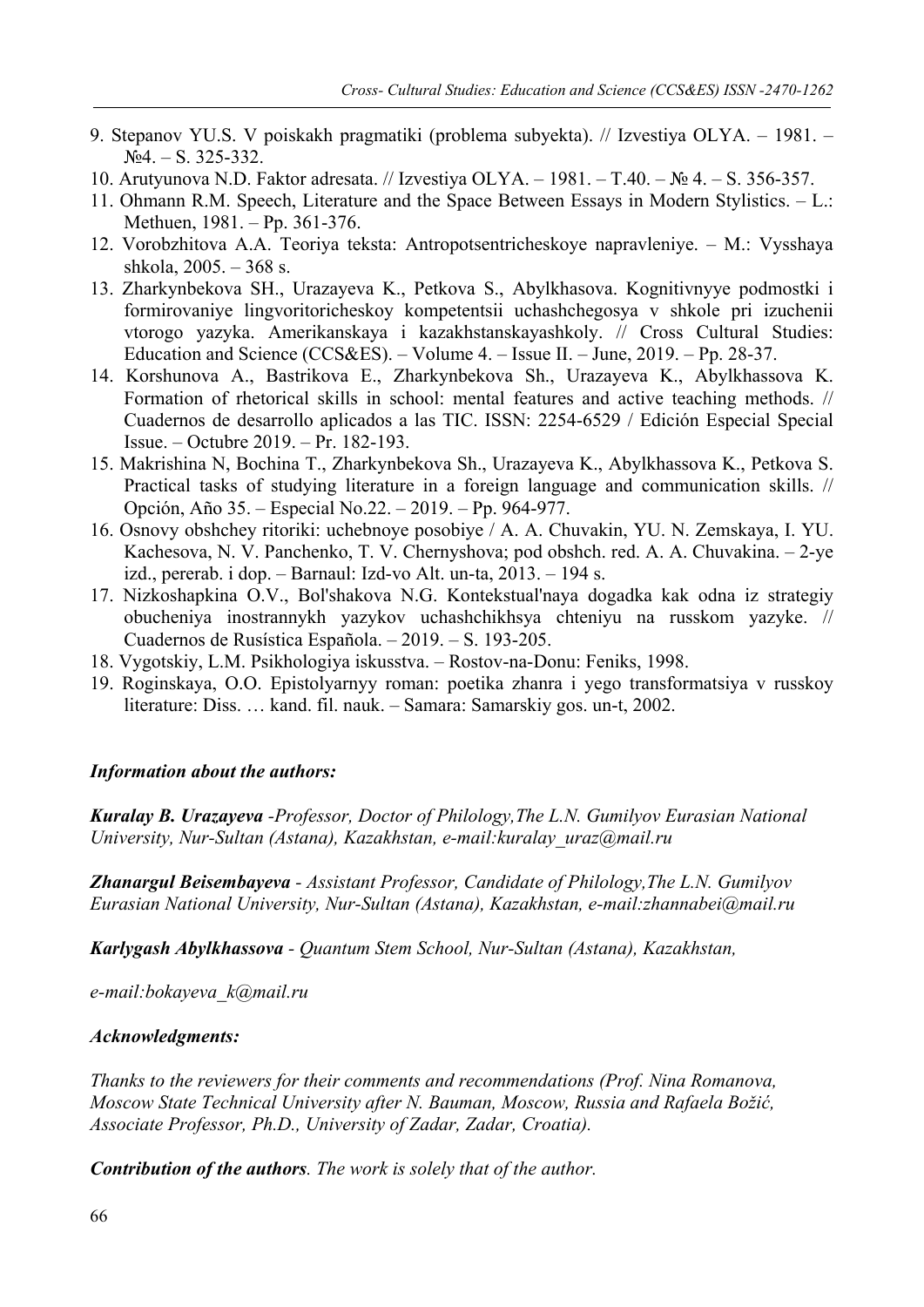9. Stepanov YU.S. V poiskakh pragmatiki (problema subyekta). // Izvestiya OLYA. – 1981. – №4. – S. 325-332.
10. Arutyunova N.D. Faktor adresata. // Izvestiya OLYA. – 1981. – T.40. – № 4. – S. 356-357.
11. Ohmann R.M. Speech, Literature and the Space Between Essays in Modern Stylistics. – L.: Methuen, 1981. – Pp. 361-376.
12. Vorobzhitova A.A. Teoriya teksta: Antropotsentricheskoye napravleniye. – M.: Vysshaya shkola, 2005. – 368 s.
13. Zharkynbekova SH., Urazayeva K., Petkova S., Abylkhasova. Kognitivnyye podmostki i formirovaniye lingvoritoricheskoy kompetentsii uchashchegosya v shkole pri izuchenii vtorogo yazyka. Amerikanskaya i kazakhstanskayashkoly. // Cross Cultural Studies: Education and Science (CCS&ES). – Volume 4. – Issue II. – June, 2019. – Pp. 28-37.
14. Korshunova A., Bastrikova E., Zharkynbekova Sh., Urazayeva K., Abylkhassova K. Formation of rhetorical skills in school: mental features and active teaching methods. // Cuadernos de desarrollo aplicados a las TIC. ISSN: 2254-6529 / Edición Especial Special Issue. – Octubre 2019. – Pr. 182-193.
15. Makrishina N, Bochina T., Zharkynbekova Sh., Urazayeva K., Abylkhassova K., Petkova S. Practical tasks of studying literature in a foreign language and communication skills. // Opción, Año 35. – Especial No.22. – 2019. – Pp. 964-977.
16. Osnovy obshchey ritoriki: uchebnoye posobiye / A. A. Chuvakin, YU. N. Zemskaya, I. YU. Kachesova, N. V. Panchenko, T. V. Chernyshova; pod obshch. red. A. A. Chuvakina. – 2-ye izd., pererab. i dop. – Barnaul: Izd-vo Alt. un-ta, 2013. – 194 s.
17. Nizkoshapkina O.V., Bol'shakova N.G. Kontekstual'naya dogadka kak odna iz strategiy obucheniya inostrannykh yazykov uchashchikhsya chteniyu na russkom yazyke. // Cuadernos de Rusística Española. – 2019. – S. 193-205.
18. Vygotskiy, L.M. Psikhologiya iskusstva. – Rostov-na-Donu: Feniks, 1998.
19. Roginskaya, O.O. Epistolyarnyy roman: poetika zhanra i yego transformatsiya v russkoy literature: Diss. … kand. fil. nauk. – Samara: Samarskiy gos. un-t, 2002.

***Information about the authors:***

***Kuralay B. Urazayeva*** *-Professor, Doctor of Philology,The L.N. Gumilyov Eurasian National University, Nur-Sultan (Astana), Kazakhstan, e-mail:kuralay_uraz@mail.ru*

***Zhanargul Beisembayeva*** *- Assistant Professor, Candidate of Philology,The L.N. Gumilyov Eurasian National University, Nur-Sultan (Astana), Kazakhstan, e-mail:zhannabei@mail.ru*

***Karlygash Abylkhassova*** *- Quantum Stem School, Nur-Sultan (Astana), Kazakhstan,*

*e-mail:bokayeva_k@mail.ru*

***Acknowledgments:***

*Thanks to the reviewers for their comments and recommendations (Prof. Nina Romanova, Moscow State Technical University after N. Bauman, Moscow, Russia and Rafaela Božić, Associate Professor, Ph.D., University of Zadar, Zadar, Croatia).*

***Contribution of the authors****. The work is solely that of the author.*